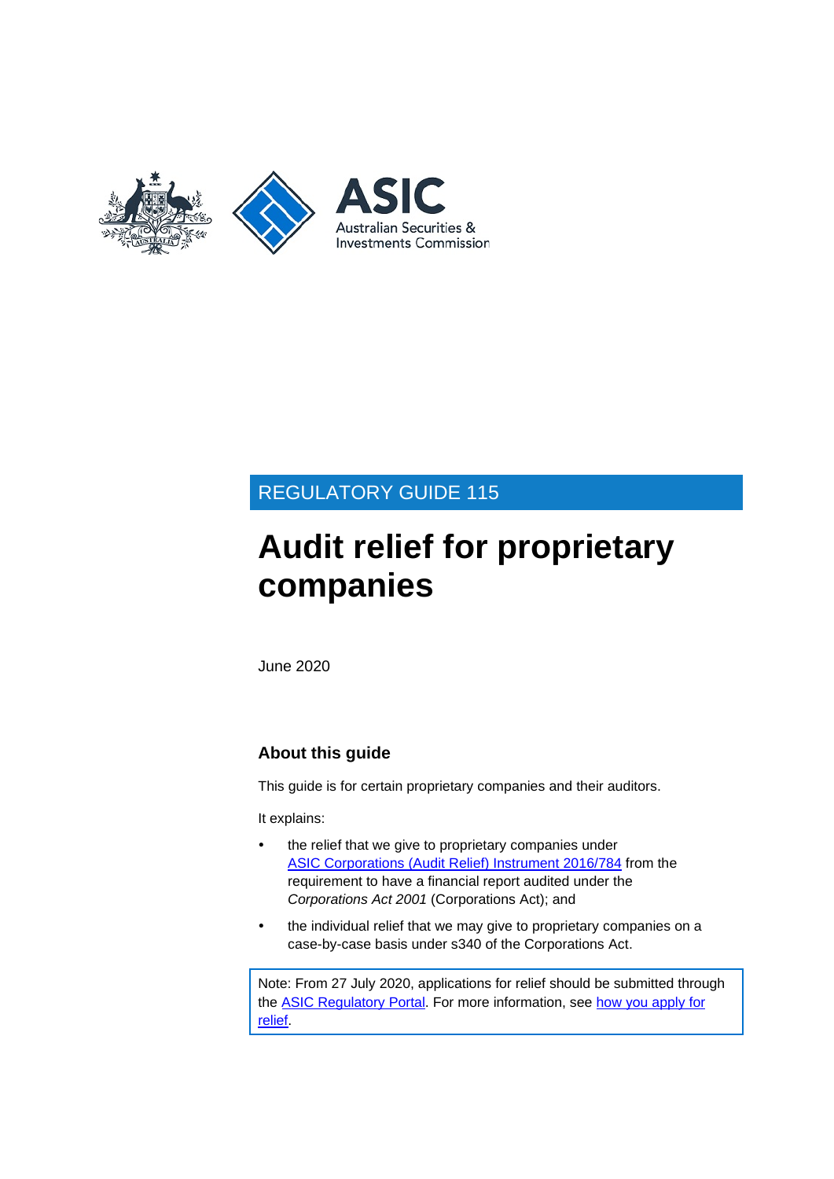REGULATORY GUIDE 115

# Audit relief for proprietary companies

June 2020

## About this guide

This guide is for certain proprietary companies and their auditors.

It explains:

- the relief that we give to proprietary companies under ASIC Corporations (Audit Relief) Instrument 2016/784 from the requirement to have a financial report audited under the *Corporations Act 2001* (Corporations Act); and
- the individual relief that we may give to proprietary companies on a case-by-case basis under s340 of the Corporations Act.

Note: From 27 July 2020, applications for relief should be submitted through the ASIC Regulatory Portal. For more information, see how you apply for relief.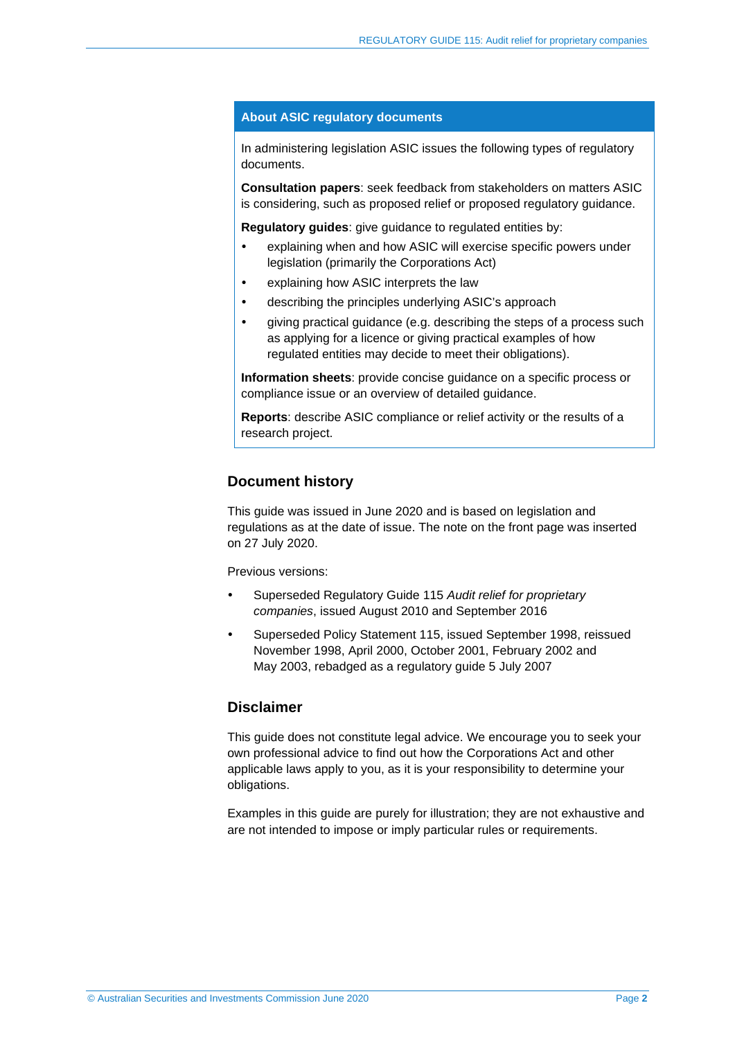## About ASIC regulatory documents

In administering legislation ASIC issues the following types of regulatory documents.

**Consultation papers**: seek feedback from stakeholders on matters ASIC is considering, such as proposed relief or proposed regulatory guidance.

**Regulatory guides**: give guidance to regulated entities by:

- explaining when and how ASIC will exercise specific powers under legislation (primarily the Corporations Act)
- explaining how ASIC interprets the law
- describing the principles underlying ASIC's approach
- giving practical guidance (e.g. describing the steps of a process such as applying for a licence or giving practical examples of how regulated entities may decide to meet their obligations).

**Information sheets**: provide concise guidance on a specific process or compliance issue or an overview of detailed guidance.

**Reports**: describe ASIC compliance or relief activity or the results of a research project.

## Document history

This guide was issued in June 2020 and is based on legislation and regulations as at the date of issue. The note on the front page was inserted on 27 July 2020.

Previous versions:

- Superseded Regulatory Guide 115 *Audit relief for proprietary companies*, issued August 2010 and September 2016
- Superseded Policy Statement 115, issued September 1998, reissued November 1998, April 2000, October 2001, February 2002 and May 2003, rebadged as a regulatory guide 5 July 2007

## Disclaimer

This guide does not constitute legal advice. We encourage you to seek your own professional advice to find out how the Corporations Act and other applicable laws apply to you, as it is your responsibility to determine your obligations.

Examples in this guide are purely for illustration; they are not exhaustive and are not intended to impose or imply particular rules or requirements.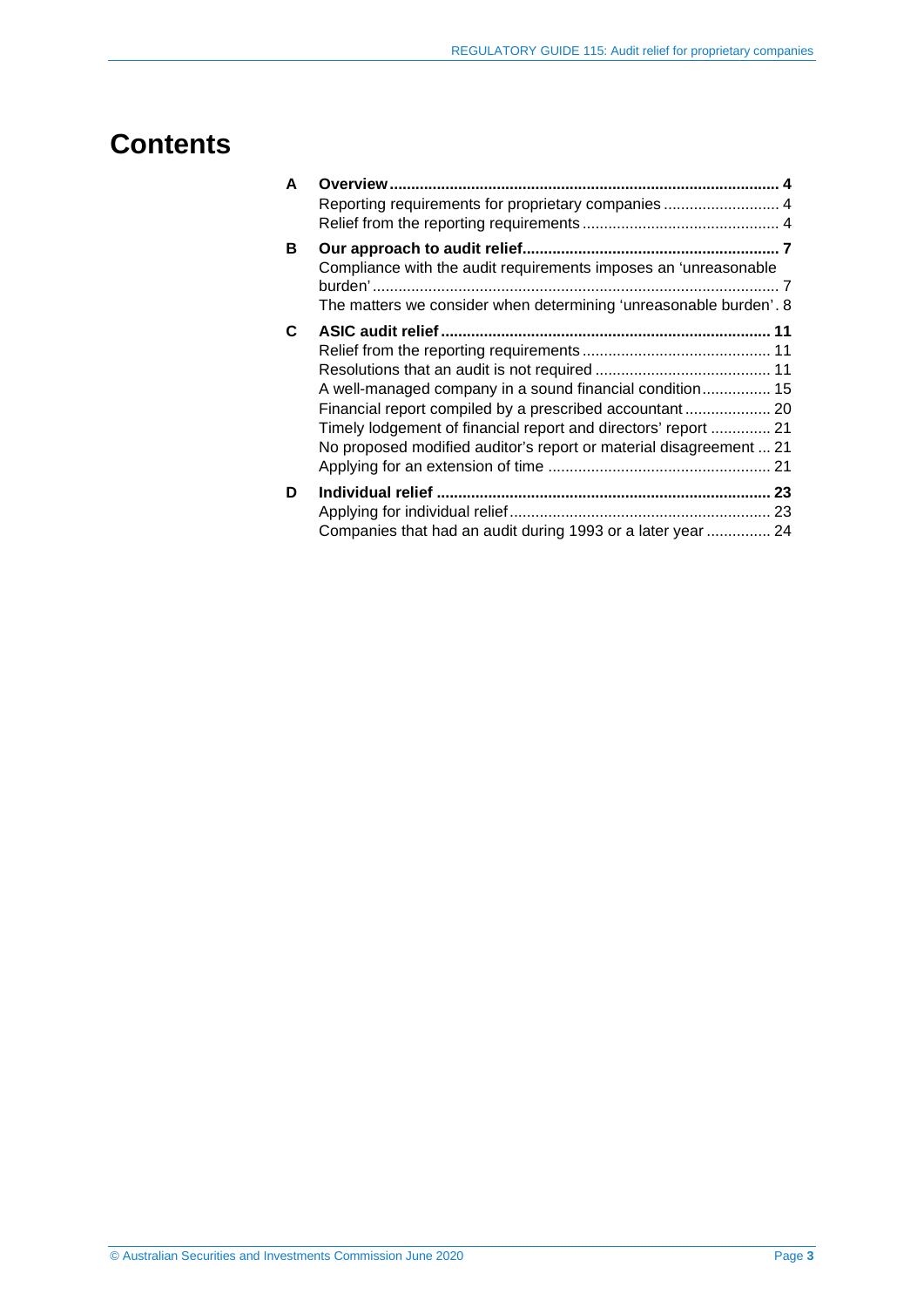# Contents

**A Overview** ........................................................................................ **4**
- Reporting requirements for proprietary companies ........................... 4
- Relief from the reporting requirements ............................................. 4

**B Our approach to audit relief** ........................................................... **7**
- Compliance with the audit requirements imposes an 'unreasonable burden' ............................................................................................... 7
- The matters we consider when determining 'unreasonable burden'. 8

**C ASIC audit relief** ............................................................................ **11**
- Relief from the reporting requirements ............................................ 11
- Resolutions that an audit is not required ......................................... 11
- A well-managed company in a sound financial condition ................ 15
- Financial report compiled by a prescribed accountant .................... 20
- Timely lodgement of financial report and directors' report ............. 21
- No proposed modified auditor's report or material disagreement ... 21
- Applying for an extension of time .................................................... 21

**D Individual relief** ............................................................................. **23**
- Applying for individual relief ............................................................ 23
- Companies that had an audit during 1993 or a later year ............... 24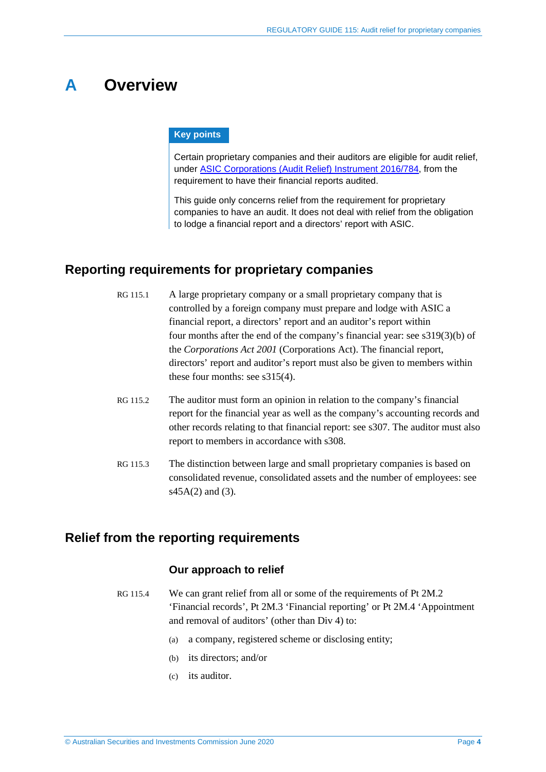# A Overview

**Key points**

Certain proprietary companies and their auditors are eligible for audit relief, under [ASIC Corporations (Audit Relief) Instrument 2016/784](), from the requirement to have their financial reports audited.

This guide only concerns relief from the requirement for proprietary companies to have an audit. It does not deal with relief from the obligation to lodge a financial report and a directors' report with ASIC.

## Reporting requirements for proprietary companies

RG 115.1 A large proprietary company or a small proprietary company that is controlled by a foreign company must prepare and lodge with ASIC a financial report, a directors' report and an auditor's report within four months after the end of the company's financial year: see s319(3)(b) of the *Corporations Act 2001* (Corporations Act). The financial report, directors' report and auditor's report must also be given to members within these four months: see s315(4).

RG 115.2 The auditor must form an opinion in relation to the company's financial report for the financial year as well as the company's accounting records and other records relating to that financial report: see s307. The auditor must also report to members in accordance with s308.

RG 115.3 The distinction between large and small proprietary companies is based on consolidated revenue, consolidated assets and the number of employees: see s45A(2) and (3).

## Relief from the reporting requirements

### Our approach to relief

RG 115.4 We can grant relief from all or some of the requirements of Pt 2M.2 'Financial records', Pt 2M.3 'Financial reporting' or Pt 2M.4 'Appointment and removal of auditors' (other than Div 4) to:

(a) a company, registered scheme or disclosing entity;

(b) its directors; and/or

(c) its auditor.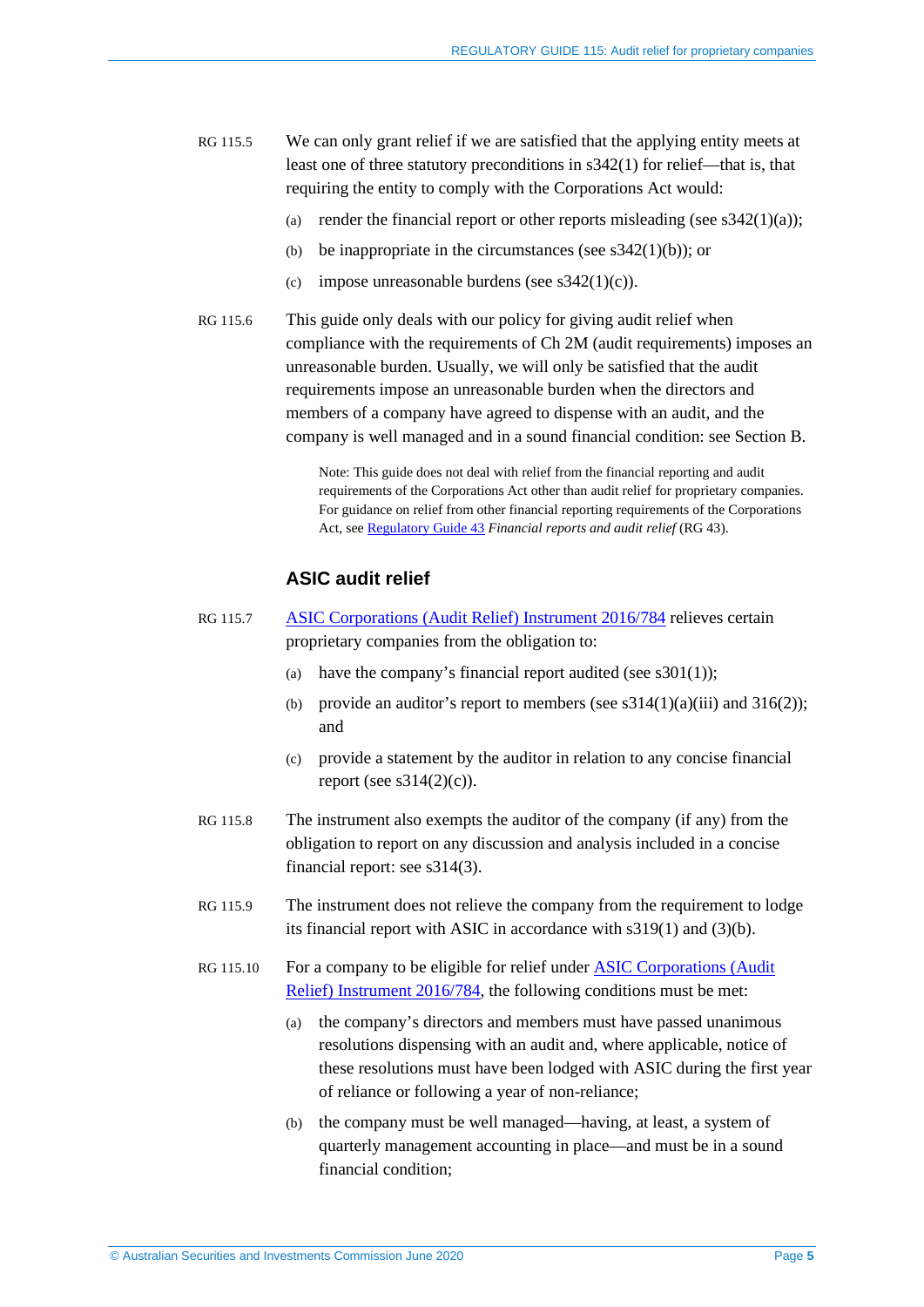RG 115.5 We can only grant relief if we are satisfied that the applying entity meets at least one of three statutory preconditions in s342(1) for relief—that is, that requiring the entity to comply with the Corporations Act would:

(a) render the financial report or other reports misleading (see s342(1)(a));

(b) be inappropriate in the circumstances (see s342(1)(b)); or

(c) impose unreasonable burdens (see s342(1)(c)).

RG 115.6 This guide only deals with our policy for giving audit relief when compliance with the requirements of Ch 2M (audit requirements) imposes an unreasonable burden. Usually, we will only be satisfied that the audit requirements impose an unreasonable burden when the directors and members of a company have agreed to dispense with an audit, and the company is well managed and in a sound financial condition: see Section B.

> Note: This guide does not deal with relief from the financial reporting and audit requirements of the Corporations Act other than audit relief for proprietary companies. For guidance on relief from other financial reporting requirements of the Corporations Act, see Regulatory Guide 43 *Financial reports and audit relief* (RG 43).

## ASIC audit relief

RG 115.7 ASIC Corporations (Audit Relief) Instrument 2016/784 relieves certain proprietary companies from the obligation to:

(a) have the company's financial report audited (see s301(1));

(b) provide an auditor's report to members (see s314(1)(a)(iii) and 316(2)); and

(c) provide a statement by the auditor in relation to any concise financial report (see s314(2)(c)).

RG 115.8 The instrument also exempts the auditor of the company (if any) from the obligation to report on any discussion and analysis included in a concise financial report: see s314(3).

RG 115.9 The instrument does not relieve the company from the requirement to lodge its financial report with ASIC in accordance with s319(1) and (3)(b).

RG 115.10 For a company to be eligible for relief under ASIC Corporations (Audit Relief) Instrument 2016/784, the following conditions must be met:

(a) the company's directors and members must have passed unanimous resolutions dispensing with an audit and, where applicable, notice of these resolutions must have been lodged with ASIC during the first year of reliance or following a year of non-reliance;

(b) the company must be well managed—having, at least, a system of quarterly management accounting in place—and must be in a sound financial condition;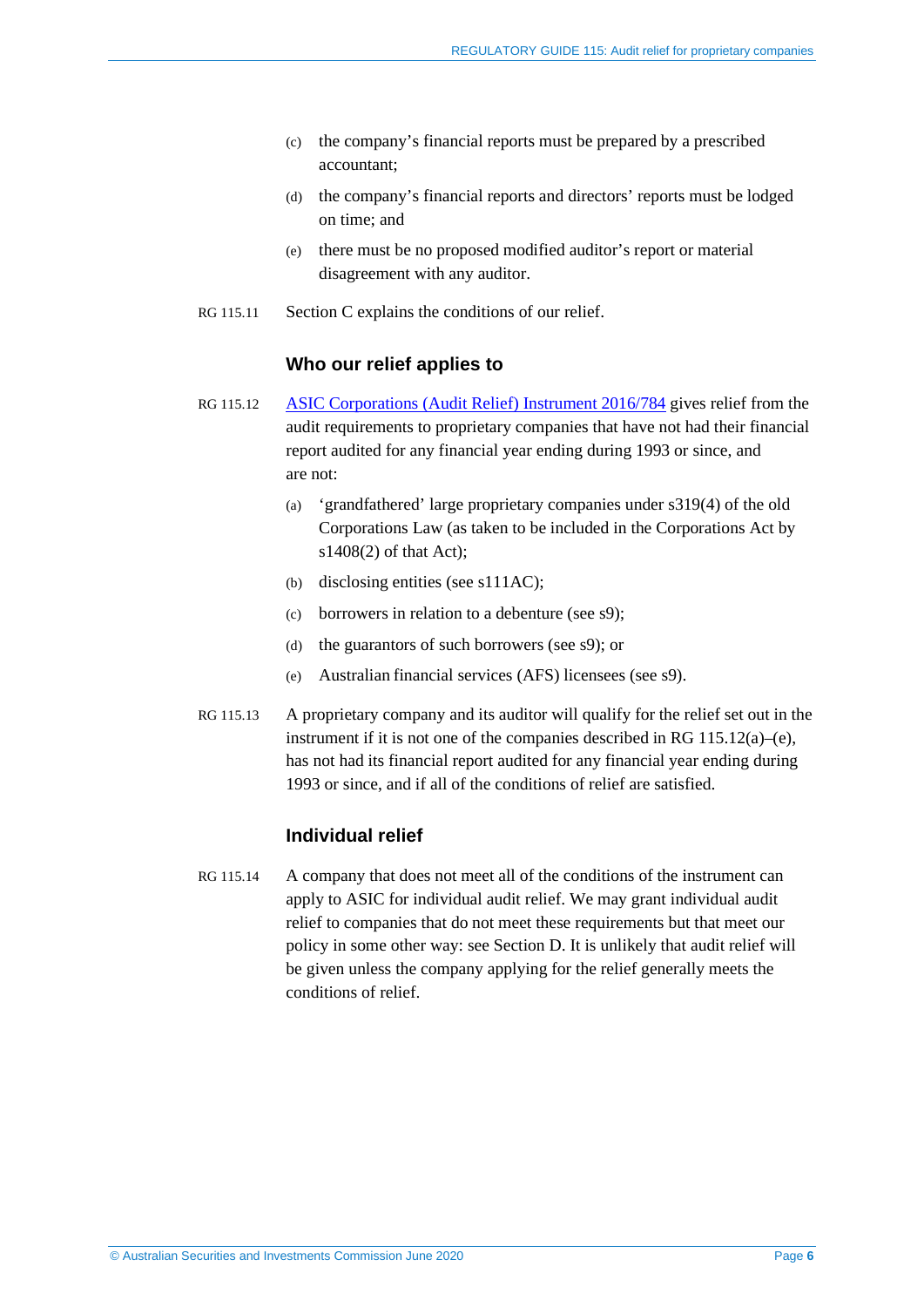(c) the company's financial reports must be prepared by a prescribed accountant;

(d) the company's financial reports and directors' reports must be lodged on time; and

(e) there must be no proposed modified auditor's report or material disagreement with any auditor.

RG 115.11 Section C explains the conditions of our relief.

## Who our relief applies to

RG 115.12 [ASIC Corporations (Audit Relief) Instrument 2016/784] gives relief from the audit requirements to proprietary companies that have not had their financial report audited for any financial year ending during 1993 or since, and are not:

(a) 'grandfathered' large proprietary companies under s319(4) of the old Corporations Law (as taken to be included in the Corporations Act by s1408(2) of that Act);

(b) disclosing entities (see s111AC);

(c) borrowers in relation to a debenture (see s9);

(d) the guarantors of such borrowers (see s9); or

(e) Australian financial services (AFS) licensees (see s9).

RG 115.13 A proprietary company and its auditor will qualify for the relief set out in the instrument if it is not one of the companies described in RG 115.12(a)–(e), has not had its financial report audited for any financial year ending during 1993 or since, and if all of the conditions of relief are satisfied.

## Individual relief

RG 115.14 A company that does not meet all of the conditions of the instrument can apply to ASIC for individual audit relief. We may grant individual audit relief to companies that do not meet these requirements but that meet our policy in some other way: see Section D. It is unlikely that audit relief will be given unless the company applying for the relief generally meets the conditions of relief.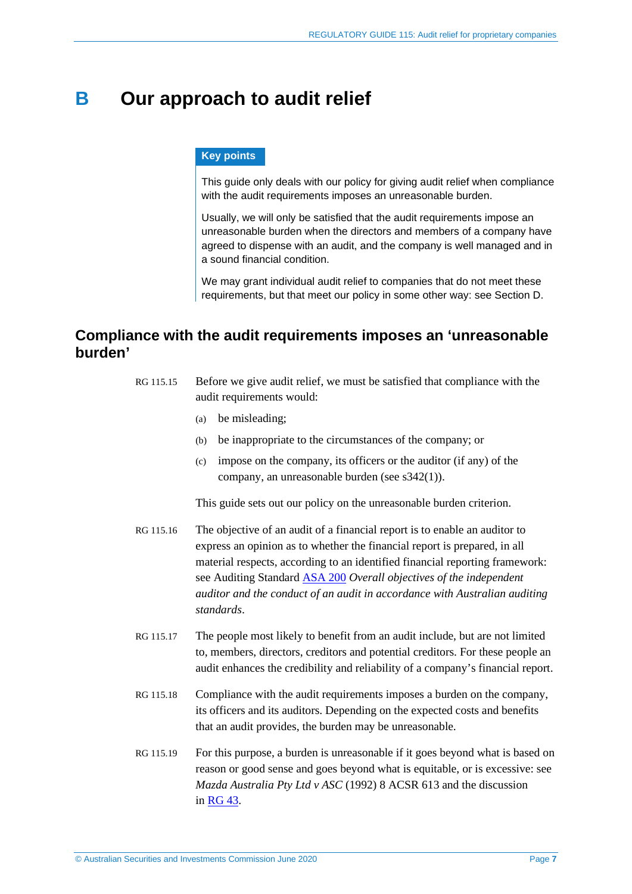# B Our approach to audit relief

**Key points**

This guide only deals with our policy for giving audit relief when compliance with the audit requirements imposes an unreasonable burden.

Usually, we will only be satisfied that the audit requirements impose an unreasonable burden when the directors and members of a company have agreed to dispense with an audit, and the company is well managed and in a sound financial condition.

We may grant individual audit relief to companies that do not meet these requirements, but that meet our policy in some other way: see Section D.

## Compliance with the audit requirements imposes an 'unreasonable burden'

RG 115.15 Before we give audit relief, we must be satisfied that compliance with the audit requirements would:

(a) be misleading;

(b) be inappropriate to the circumstances of the company; or

(c) impose on the company, its officers or the auditor (if any) of the company, an unreasonable burden (see s342(1)).

This guide sets out our policy on the unreasonable burden criterion.

RG 115.16 The objective of an audit of a financial report is to enable an auditor to express an opinion as to whether the financial report is prepared, in all material respects, according to an identified financial reporting framework: see Auditing Standard ASA 200 *Overall objectives of the independent auditor and the conduct of an audit in accordance with Australian auditing standards*.

RG 115.17 The people most likely to benefit from an audit include, but are not limited to, members, directors, creditors and potential creditors. For these people an audit enhances the credibility and reliability of a company's financial report.

RG 115.18 Compliance with the audit requirements imposes a burden on the company, its officers and its auditors. Depending on the expected costs and benefits that an audit provides, the burden may be unreasonable.

RG 115.19 For this purpose, a burden is unreasonable if it goes beyond what is based on reason or good sense and goes beyond what is equitable, or is excessive: see *Mazda Australia Pty Ltd v ASC* (1992) 8 ACSR 613 and the discussion in RG 43.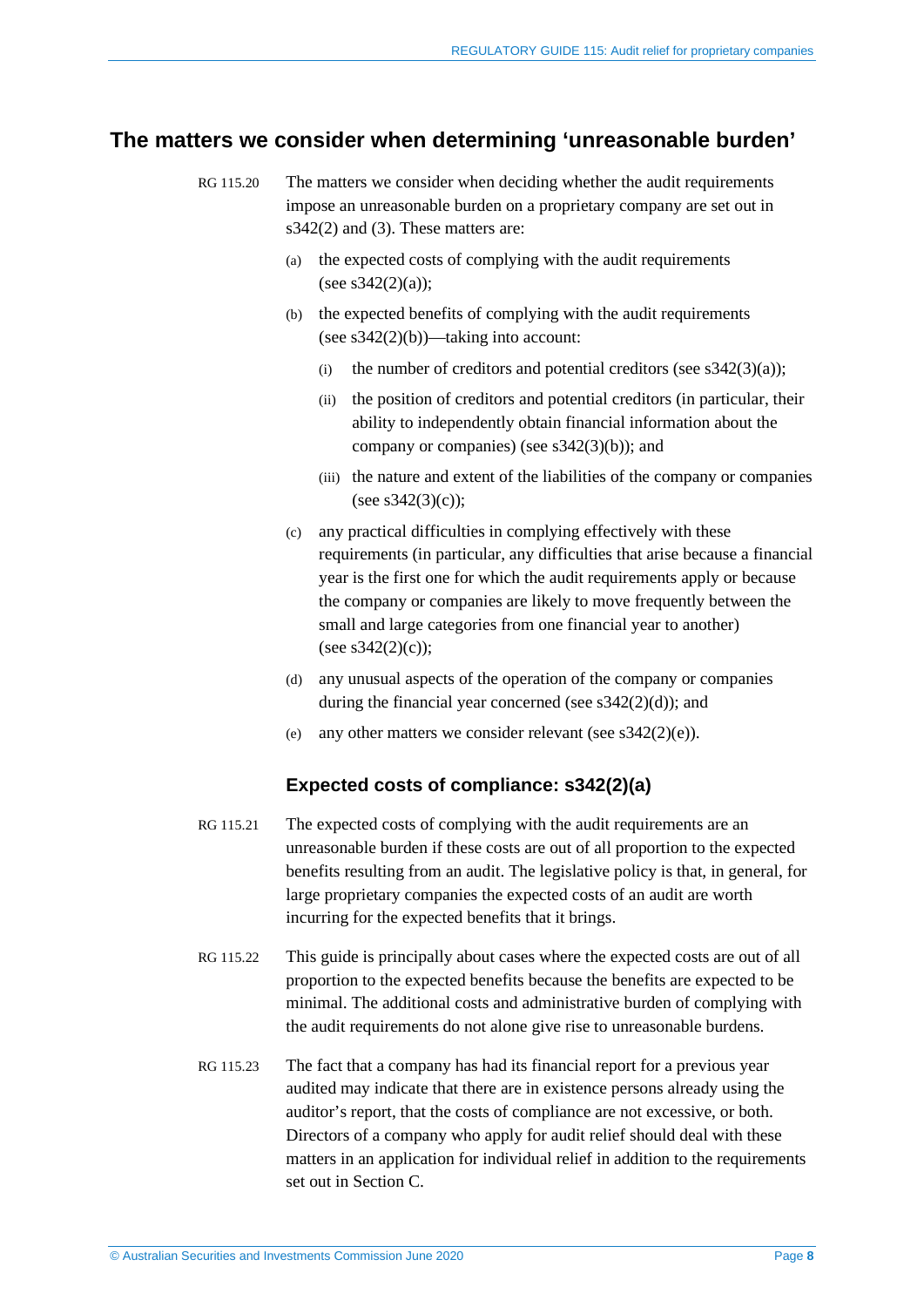## The matters we consider when determining 'unreasonable burden'

RG 115.20 The matters we consider when deciding whether the audit requirements impose an unreasonable burden on a proprietary company are set out in s342(2) and (3). These matters are:

(a) the expected costs of complying with the audit requirements (see s342(2)(a));

(b) the expected benefits of complying with the audit requirements (see s342(2)(b))—taking into account:

(i) the number of creditors and potential creditors (see s342(3)(a));

(ii) the position of creditors and potential creditors (in particular, their ability to independently obtain financial information about the company or companies) (see s342(3)(b)); and

(iii) the nature and extent of the liabilities of the company or companies (see s342(3)(c));

(c) any practical difficulties in complying effectively with these requirements (in particular, any difficulties that arise because a financial year is the first one for which the audit requirements apply or because the company or companies are likely to move frequently between the small and large categories from one financial year to another) (see s342(2)(c));

(d) any unusual aspects of the operation of the company or companies during the financial year concerned (see s342(2)(d)); and

(e) any other matters we consider relevant (see s342(2)(e)).

### Expected costs of compliance: s342(2)(a)

RG 115.21 The expected costs of complying with the audit requirements are an unreasonable burden if these costs are out of all proportion to the expected benefits resulting from an audit. The legislative policy is that, in general, for large proprietary companies the expected costs of an audit are worth incurring for the expected benefits that it brings.

RG 115.22 This guide is principally about cases where the expected costs are out of all proportion to the expected benefits because the benefits are expected to be minimal. The additional costs and administrative burden of complying with the audit requirements do not alone give rise to unreasonable burdens.

RG 115.23 The fact that a company has had its financial report for a previous year audited may indicate that there are in existence persons already using the auditor's report, that the costs of compliance are not excessive, or both. Directors of a company who apply for audit relief should deal with these matters in an application for individual relief in addition to the requirements set out in Section C.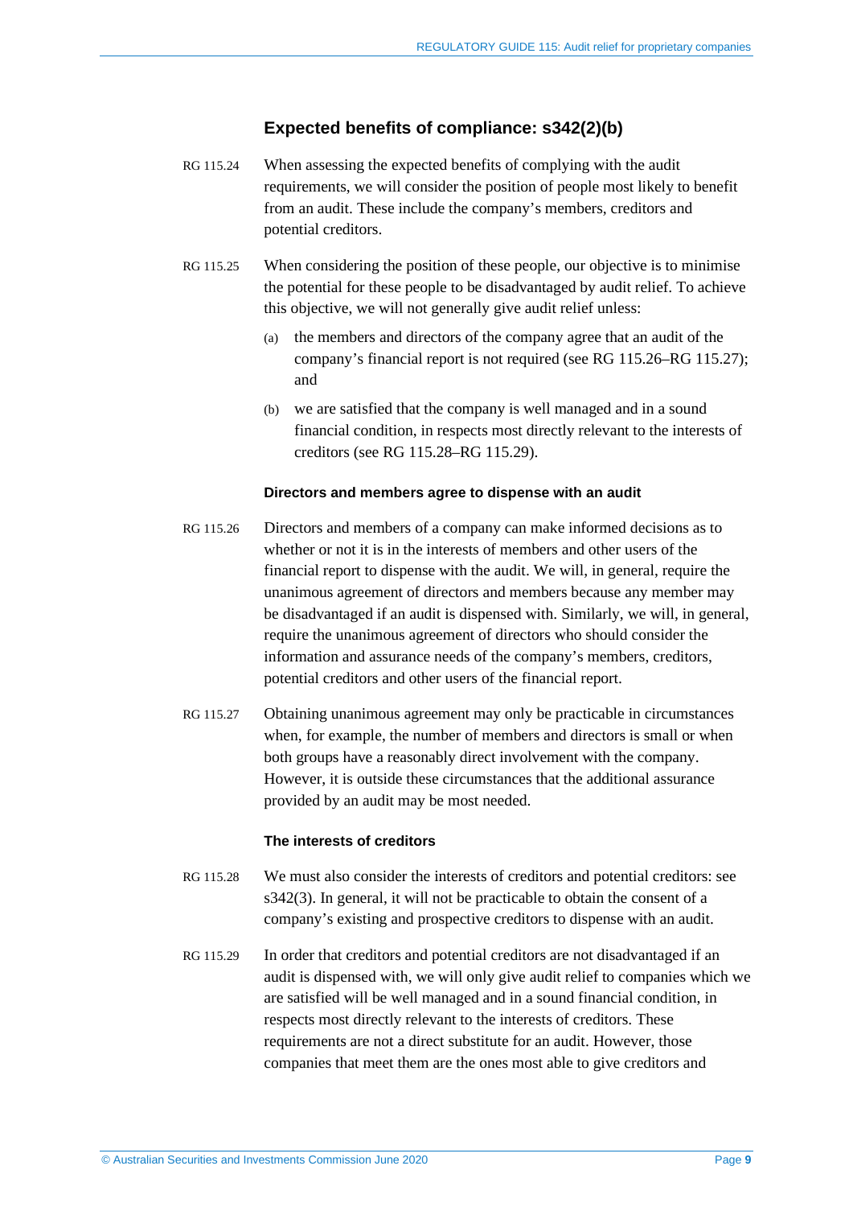## Expected benefits of compliance: s342(2)(b)

RG 115.24 When assessing the expected benefits of complying with the audit requirements, we will consider the position of people most likely to benefit from an audit. These include the company's members, creditors and potential creditors.

RG 115.25 When considering the position of these people, our objective is to minimise the potential for these people to be disadvantaged by audit relief. To achieve this objective, we will not generally give audit relief unless:

(a) the members and directors of the company agree that an audit of the company's financial report is not required (see RG 115.26–RG 115.27); and

(b) we are satisfied that the company is well managed and in a sound financial condition, in respects most directly relevant to the interests of creditors (see RG 115.28–RG 115.29).

#### Directors and members agree to dispense with an audit

RG 115.26 Directors and members of a company can make informed decisions as to whether or not it is in the interests of members and other users of the financial report to dispense with the audit. We will, in general, require the unanimous agreement of directors and members because any member may be disadvantaged if an audit is dispensed with. Similarly, we will, in general, require the unanimous agreement of directors who should consider the information and assurance needs of the company's members, creditors, potential creditors and other users of the financial report.

RG 115.27 Obtaining unanimous agreement may only be practicable in circumstances when, for example, the number of members and directors is small or when both groups have a reasonably direct involvement with the company. However, it is outside these circumstances that the additional assurance provided by an audit may be most needed.

#### The interests of creditors

RG 115.28 We must also consider the interests of creditors and potential creditors: see s342(3). In general, it will not be practicable to obtain the consent of a company's existing and prospective creditors to dispense with an audit.

RG 115.29 In order that creditors and potential creditors are not disadvantaged if an audit is dispensed with, we will only give audit relief to companies which we are satisfied will be well managed and in a sound financial condition, in respects most directly relevant to the interests of creditors. These requirements are not a direct substitute for an audit. However, those companies that meet them are the ones most able to give creditors and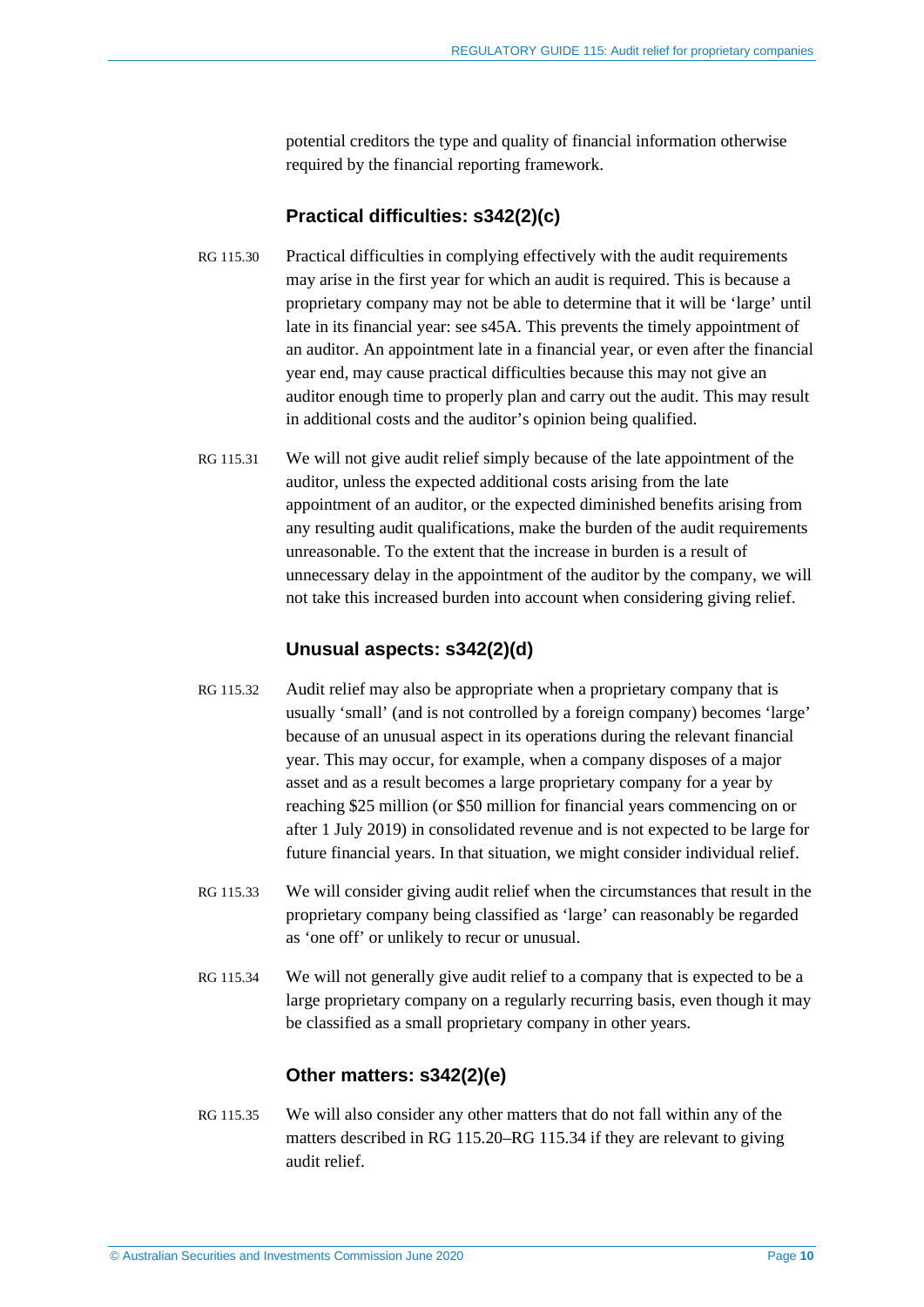potential creditors the type and quality of financial information otherwise required by the financial reporting framework.

### Practical difficulties: s342(2)(c)

RG 115.30 Practical difficulties in complying effectively with the audit requirements may arise in the first year for which an audit is required. This is because a proprietary company may not be able to determine that it will be 'large' until late in its financial year: see s45A. This prevents the timely appointment of an auditor. An appointment late in a financial year, or even after the financial year end, may cause practical difficulties because this may not give an auditor enough time to properly plan and carry out the audit. This may result in additional costs and the auditor's opinion being qualified.

RG 115.31 We will not give audit relief simply because of the late appointment of the auditor, unless the expected additional costs arising from the late appointment of an auditor, or the expected diminished benefits arising from any resulting audit qualifications, make the burden of the audit requirements unreasonable. To the extent that the increase in burden is a result of unnecessary delay in the appointment of the auditor by the company, we will not take this increased burden into account when considering giving relief.

### Unusual aspects: s342(2)(d)

RG 115.32 Audit relief may also be appropriate when a proprietary company that is usually 'small' (and is not controlled by a foreign company) becomes 'large' because of an unusual aspect in its operations during the relevant financial year. This may occur, for example, when a company disposes of a major asset and as a result becomes a large proprietary company for a year by reaching $25 million (or $50 million for financial years commencing on or after 1 July 2019) in consolidated revenue and is not expected to be large for future financial years. In that situation, we might consider individual relief.

RG 115.33 We will consider giving audit relief when the circumstances that result in the proprietary company being classified as 'large' can reasonably be regarded as 'one off' or unlikely to recur or unusual.

RG 115.34 We will not generally give audit relief to a company that is expected to be a large proprietary company on a regularly recurring basis, even though it may be classified as a small proprietary company in other years.

### Other matters: s342(2)(e)

RG 115.35 We will also consider any other matters that do not fall within any of the matters described in RG 115.20–RG 115.34 if they are relevant to giving audit relief.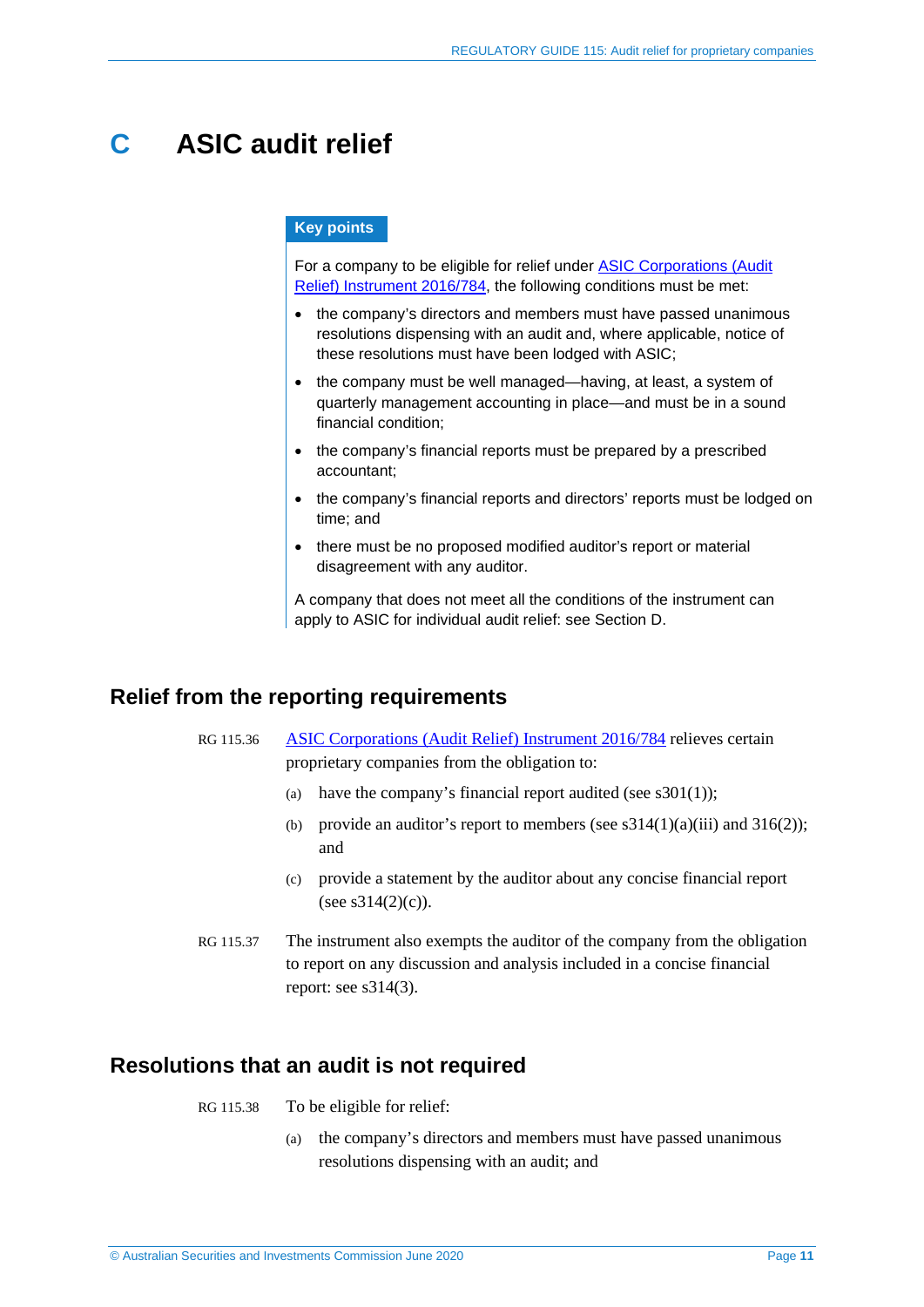# C ASIC audit relief

**Key points**

For a company to be eligible for relief under ASIC Corporations (Audit Relief) Instrument 2016/784, the following conditions must be met:

- the company's directors and members must have passed unanimous resolutions dispensing with an audit and, where applicable, notice of these resolutions must have been lodged with ASIC;
- the company must be well managed—having, at least, a system of quarterly management accounting in place—and must be in a sound financial condition;
- the company's financial reports must be prepared by a prescribed accountant;
- the company's financial reports and directors' reports must be lodged on time; and
- there must be no proposed modified auditor's report or material disagreement with any auditor.

A company that does not meet all the conditions of the instrument can apply to ASIC for individual audit relief: see Section D.

## Relief from the reporting requirements

RG 115.36 ASIC Corporations (Audit Relief) Instrument 2016/784 relieves certain proprietary companies from the obligation to:

(a) have the company's financial report audited (see s301(1));

(b) provide an auditor's report to members (see s314(1)(a)(iii) and 316(2)); and

(c) provide a statement by the auditor about any concise financial report (see s314(2)(c)).

RG 115.37 The instrument also exempts the auditor of the company from the obligation to report on any discussion and analysis included in a concise financial report: see s314(3).

## Resolutions that an audit is not required

RG 115.38 To be eligible for relief:

(a) the company's directors and members must have passed unanimous resolutions dispensing with an audit; and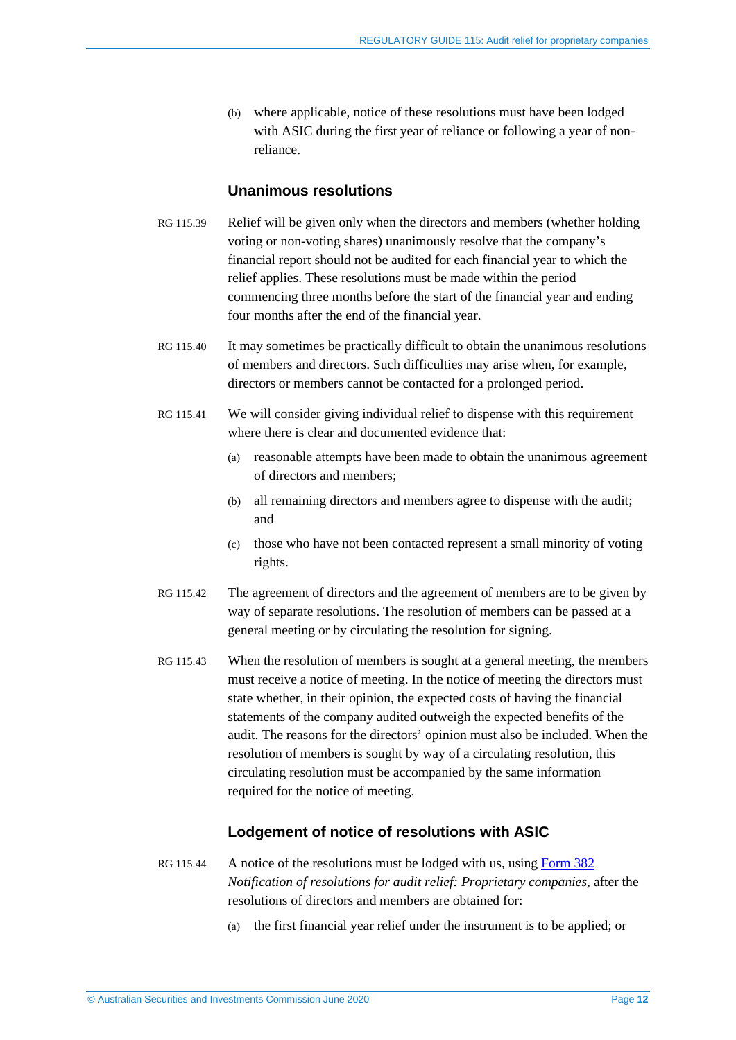(b) where applicable, notice of these resolutions must have been lodged with ASIC during the first year of reliance or following a year of non-reliance.

### Unanimous resolutions

RG 115.39 Relief will be given only when the directors and members (whether holding voting or non-voting shares) unanimously resolve that the company's financial report should not be audited for each financial year to which the relief applies. These resolutions must be made within the period commencing three months before the start of the financial year and ending four months after the end of the financial year.

RG 115.40 It may sometimes be practically difficult to obtain the unanimous resolutions of members and directors. Such difficulties may arise when, for example, directors or members cannot be contacted for a prolonged period.

RG 115.41 We will consider giving individual relief to dispense with this requirement where there is clear and documented evidence that:

(a) reasonable attempts have been made to obtain the unanimous agreement of directors and members;

(b) all remaining directors and members agree to dispense with the audit; and

(c) those who have not been contacted represent a small minority of voting rights.

RG 115.42 The agreement of directors and the agreement of members are to be given by way of separate resolutions. The resolution of members can be passed at a general meeting or by circulating the resolution for signing.

RG 115.43 When the resolution of members is sought at a general meeting, the members must receive a notice of meeting. In the notice of meeting the directors must state whether, in their opinion, the expected costs of having the financial statements of the company audited outweigh the expected benefits of the audit. The reasons for the directors' opinion must also be included. When the resolution of members is sought by way of a circulating resolution, this circulating resolution must be accompanied by the same information required for the notice of meeting.

### Lodgement of notice of resolutions with ASIC

RG 115.44 A notice of the resolutions must be lodged with us, using [Form 382](#) *Notification of resolutions for audit relief: Proprietary companies*, after the resolutions of directors and members are obtained for:

(a) the first financial year relief under the instrument is to be applied; or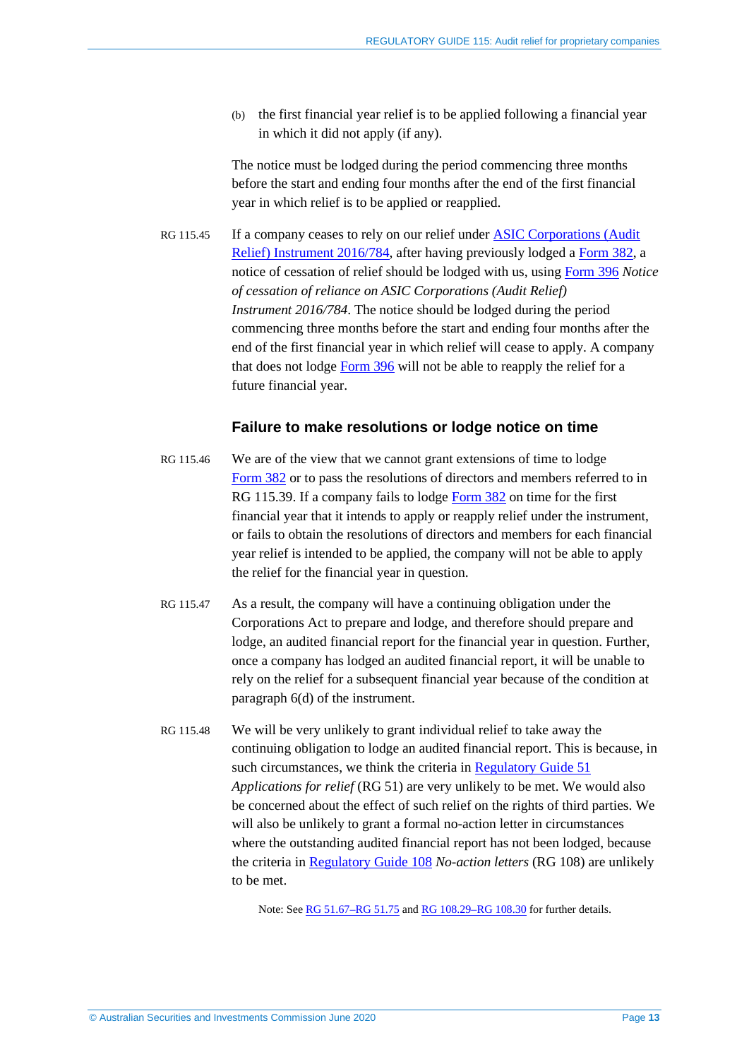(b) the first financial year relief is to be applied following a financial year in which it did not apply (if any).

The notice must be lodged during the period commencing three months before the start and ending four months after the end of the first financial year in which relief is to be applied or reapplied.

RG 115.45 If a company ceases to rely on our relief under ASIC Corporations (Audit Relief) Instrument 2016/784, after having previously lodged a Form 382, a notice of cessation of relief should be lodged with us, using Form 396 *Notice of cessation of reliance on ASIC Corporations (Audit Relief) Instrument 2016/784*. The notice should be lodged during the period commencing three months before the start and ending four months after the end of the first financial year in which relief will cease to apply. A company that does not lodge Form 396 will not be able to reapply the relief for a future financial year.

### Failure to make resolutions or lodge notice on time

RG 115.46 We are of the view that we cannot grant extensions of time to lodge Form 382 or to pass the resolutions of directors and members referred to in RG 115.39. If a company fails to lodge Form 382 on time for the first financial year that it intends to apply or reapply relief under the instrument, or fails to obtain the resolutions of directors and members for each financial year relief is intended to be applied, the company will not be able to apply the relief for the financial year in question.

RG 115.47 As a result, the company will have a continuing obligation under the Corporations Act to prepare and lodge, and therefore should prepare and lodge, an audited financial report for the financial year in question. Further, once a company has lodged an audited financial report, it will be unable to rely on the relief for a subsequent financial year because of the condition at paragraph 6(d) of the instrument.

RG 115.48 We will be very unlikely to grant individual relief to take away the continuing obligation to lodge an audited financial report. This is because, in such circumstances, we think the criteria in Regulatory Guide 51 *Applications for relief* (RG 51) are very unlikely to be met. We would also be concerned about the effect of such relief on the rights of third parties. We will also be unlikely to grant a formal no-action letter in circumstances where the outstanding audited financial report has not been lodged, because the criteria in Regulatory Guide 108 *No-action letters* (RG 108) are unlikely to be met.

Note: See RG 51.67–RG 51.75 and RG 108.29–RG 108.30 for further details.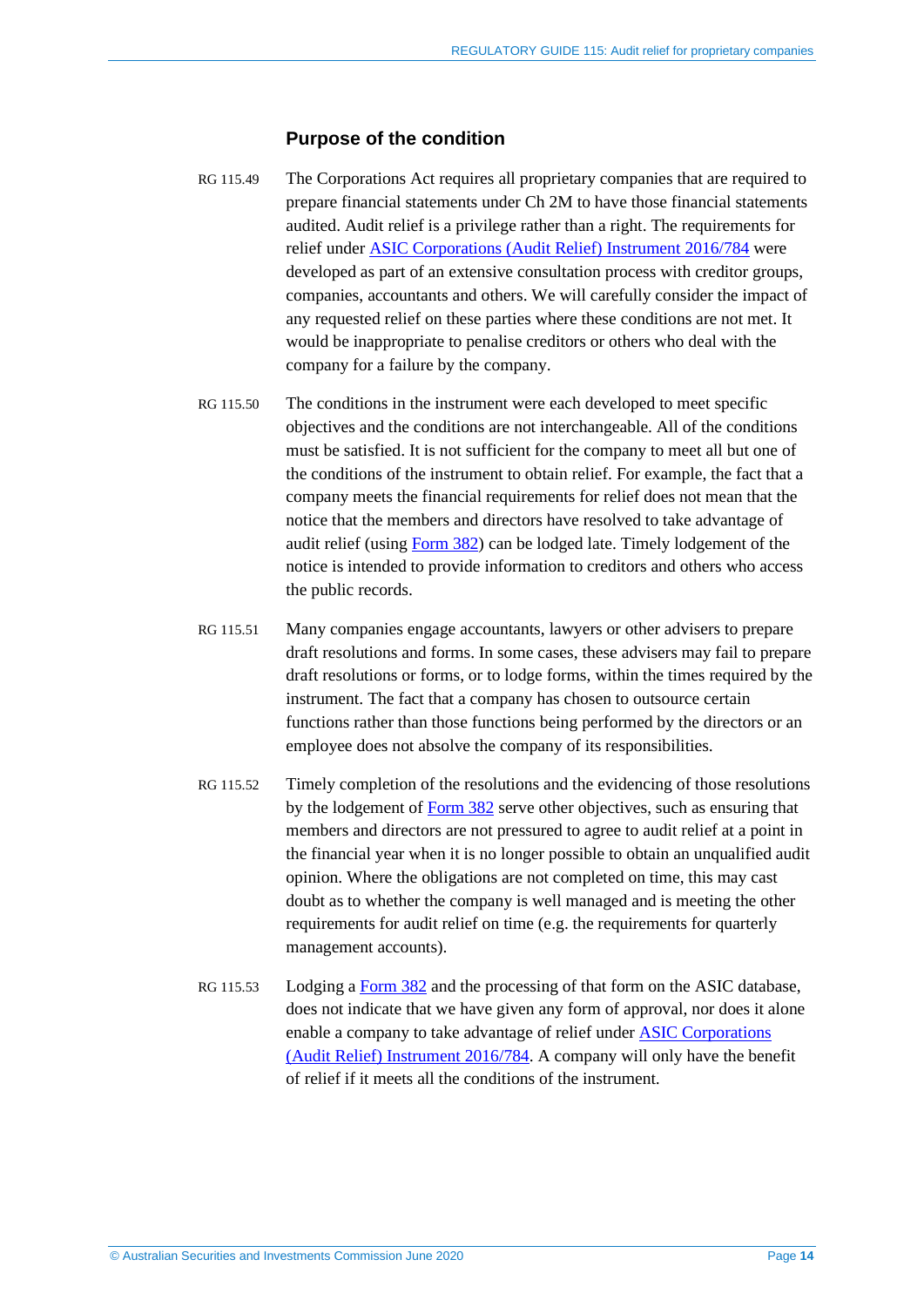### Purpose of the condition

RG 115.49 The Corporations Act requires all proprietary companies that are required to prepare financial statements under Ch 2M to have those financial statements audited. Audit relief is a privilege rather than a right. The requirements for relief under ASIC Corporations (Audit Relief) Instrument 2016/784 were developed as part of an extensive consultation process with creditor groups, companies, accountants and others. We will carefully consider the impact of any requested relief on these parties where these conditions are not met. It would be inappropriate to penalise creditors or others who deal with the company for a failure by the company.

RG 115.50 The conditions in the instrument were each developed to meet specific objectives and the conditions are not interchangeable. All of the conditions must be satisfied. It is not sufficient for the company to meet all but one of the conditions of the instrument to obtain relief. For example, the fact that a company meets the financial requirements for relief does not mean that the notice that the members and directors have resolved to take advantage of audit relief (using Form 382) can be lodged late. Timely lodgement of the notice is intended to provide information to creditors and others who access the public records.

RG 115.51 Many companies engage accountants, lawyers or other advisers to prepare draft resolutions and forms. In some cases, these advisers may fail to prepare draft resolutions or forms, or to lodge forms, within the times required by the instrument. The fact that a company has chosen to outsource certain functions rather than those functions being performed by the directors or an employee does not absolve the company of its responsibilities.

RG 115.52 Timely completion of the resolutions and the evidencing of those resolutions by the lodgement of Form 382 serve other objectives, such as ensuring that members and directors are not pressured to agree to audit relief at a point in the financial year when it is no longer possible to obtain an unqualified audit opinion. Where the obligations are not completed on time, this may cast doubt as to whether the company is well managed and is meeting the other requirements for audit relief on time (e.g. the requirements for quarterly management accounts).

RG 115.53 Lodging a Form 382 and the processing of that form on the ASIC database, does not indicate that we have given any form of approval, nor does it alone enable a company to take advantage of relief under ASIC Corporations (Audit Relief) Instrument 2016/784. A company will only have the benefit of relief if it meets all the conditions of the instrument.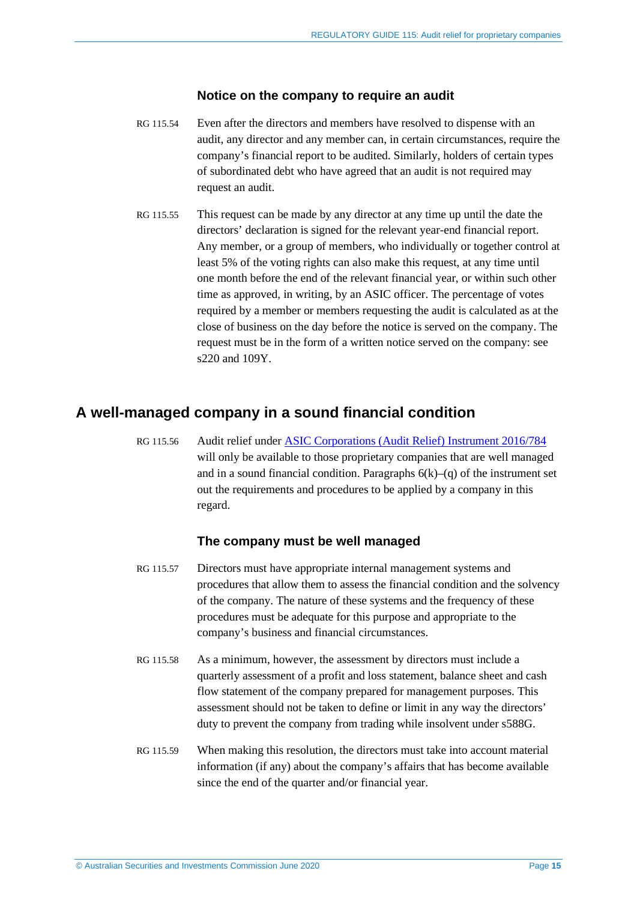### Notice on the company to require an audit

RG 115.54 Even after the directors and members have resolved to dispense with an audit, any director and any member can, in certain circumstances, require the company's financial report to be audited. Similarly, holders of certain types of subordinated debt who have agreed that an audit is not required may request an audit.

RG 115.55 This request can be made by any director at any time up until the date the directors' declaration is signed for the relevant year-end financial report. Any member, or a group of members, who individually or together control at least 5% of the voting rights can also make this request, at any time until one month before the end of the relevant financial year, or within such other time as approved, in writing, by an ASIC officer. The percentage of votes required by a member or members requesting the audit is calculated as at the close of business on the day before the notice is served on the company. The request must be in the form of a written notice served on the company: see s220 and 109Y.

## A well-managed company in a sound financial condition

RG 115.56 Audit relief under ASIC Corporations (Audit Relief) Instrument 2016/784 will only be available to those proprietary companies that are well managed and in a sound financial condition. Paragraphs 6(k)–(q) of the instrument set out the requirements and procedures to be applied by a company in this regard.

### The company must be well managed

RG 115.57 Directors must have appropriate internal management systems and procedures that allow them to assess the financial condition and the solvency of the company. The nature of these systems and the frequency of these procedures must be adequate for this purpose and appropriate to the company's business and financial circumstances.

RG 115.58 As a minimum, however, the assessment by directors must include a quarterly assessment of a profit and loss statement, balance sheet and cash flow statement of the company prepared for management purposes. This assessment should not be taken to define or limit in any way the directors' duty to prevent the company from trading while insolvent under s588G.

RG 115.59 When making this resolution, the directors must take into account material information (if any) about the company's affairs that has become available since the end of the quarter and/or financial year.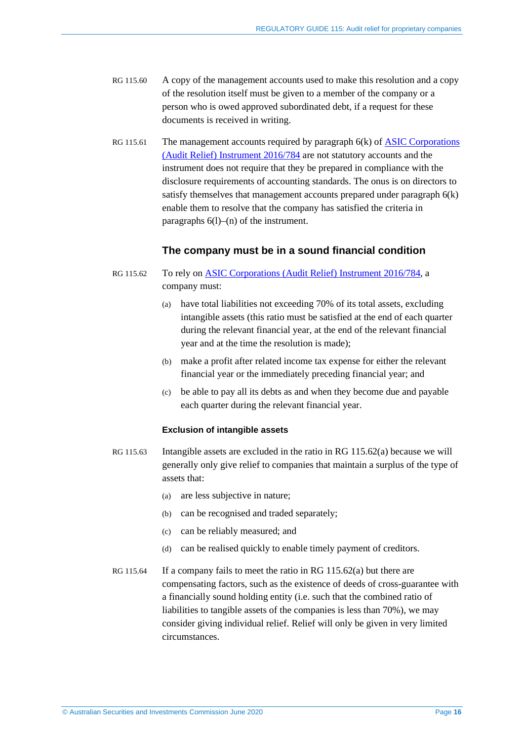RG 115.60 A copy of the management accounts used to make this resolution and a copy of the resolution itself must be given to a member of the company or a person who is owed approved subordinated debt, if a request for these documents is received in writing.

RG 115.61 The management accounts required by paragraph 6(k) of [ASIC Corporations (Audit Relief) Instrument 2016/784] are not statutory accounts and the instrument does not require that they be prepared in compliance with the disclosure requirements of accounting standards. The onus is on directors to satisfy themselves that management accounts prepared under paragraph 6(k) enable them to resolve that the company has satisfied the criteria in paragraphs 6(l)–(n) of the instrument.

## The company must be in a sound financial condition

RG 115.62 To rely on [ASIC Corporations (Audit Relief) Instrument 2016/784], a company must:

(a) have total liabilities not exceeding 70% of its total assets, excluding intangible assets (this ratio must be satisfied at the end of each quarter during the relevant financial year, at the end of the relevant financial year and at the time the resolution is made);

(b) make a profit after related income tax expense for either the relevant financial year or the immediately preceding financial year; and

(c) be able to pay all its debts as and when they become due and payable each quarter during the relevant financial year.

### Exclusion of intangible assets

RG 115.63 Intangible assets are excluded in the ratio in RG 115.62(a) because we will generally only give relief to companies that maintain a surplus of the type of assets that:

(a) are less subjective in nature;

(b) can be recognised and traded separately;

(c) can be reliably measured; and

(d) can be realised quickly to enable timely payment of creditors.

RG 115.64 If a company fails to meet the ratio in RG 115.62(a) but there are compensating factors, such as the existence of deeds of cross-guarantee with a financially sound holding entity (i.e. such that the combined ratio of liabilities to tangible assets of the companies is less than 70%), we may consider giving individual relief. Relief will only be given in very limited circumstances.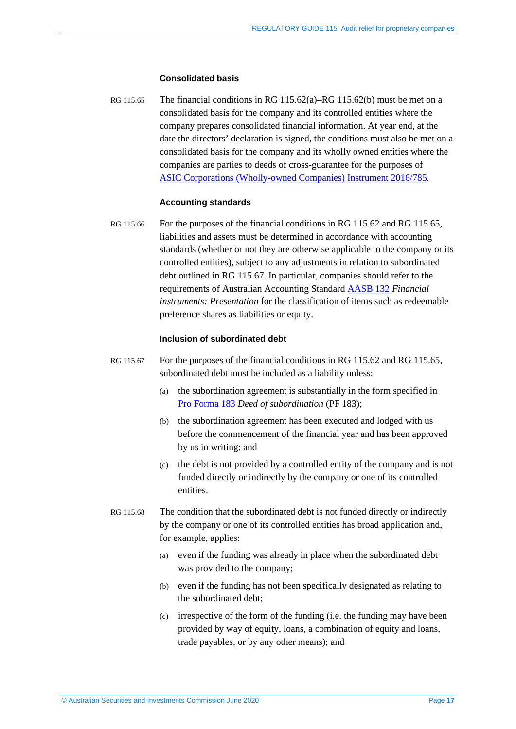### Consolidated basis

RG 115.65 The financial conditions in RG 115.62(a)–RG 115.62(b) must be met on a consolidated basis for the company and its controlled entities where the company prepares consolidated financial information. At year end, at the date the directors' declaration is signed, the conditions must also be met on a consolidated basis for the company and its wholly owned entities where the companies are parties to deeds of cross-guarantee for the purposes of [ASIC Corporations (Wholly-owned Companies) Instrument 2016/785](https://www.legislation.gov.au/).

### Accounting standards

RG 115.66 For the purposes of the financial conditions in RG 115.62 and RG 115.65, liabilities and assets must be determined in accordance with accounting standards (whether or not they are otherwise applicable to the company or its controlled entities), subject to any adjustments in relation to subordinated debt outlined in RG 115.67. In particular, companies should refer to the requirements of Australian Accounting Standard [AASB 132](https://www.aasb.gov.au/) *Financial instruments: Presentation* for the classification of items such as redeemable preference shares as liabilities or equity.

### Inclusion of subordinated debt

RG 115.67 For the purposes of the financial conditions in RG 115.62 and RG 115.65, subordinated debt must be included as a liability unless:

(a) the subordination agreement is substantially in the form specified in [Pro Forma 183](https://asic.gov.au/) *Deed of subordination* (PF 183);

(b) the subordination agreement has been executed and lodged with us before the commencement of the financial year and has been approved by us in writing; and

(c) the debt is not provided by a controlled entity of the company and is not funded directly or indirectly by the company or one of its controlled entities.

RG 115.68 The condition that the subordinated debt is not funded directly or indirectly by the company or one of its controlled entities has broad application and, for example, applies:

(a) even if the funding was already in place when the subordinated debt was provided to the company;

(b) even if the funding has not been specifically designated as relating to the subordinated debt;

(c) irrespective of the form of the funding (i.e. the funding may have been provided by way of equity, loans, a combination of equity and loans, trade payables, or by any other means); and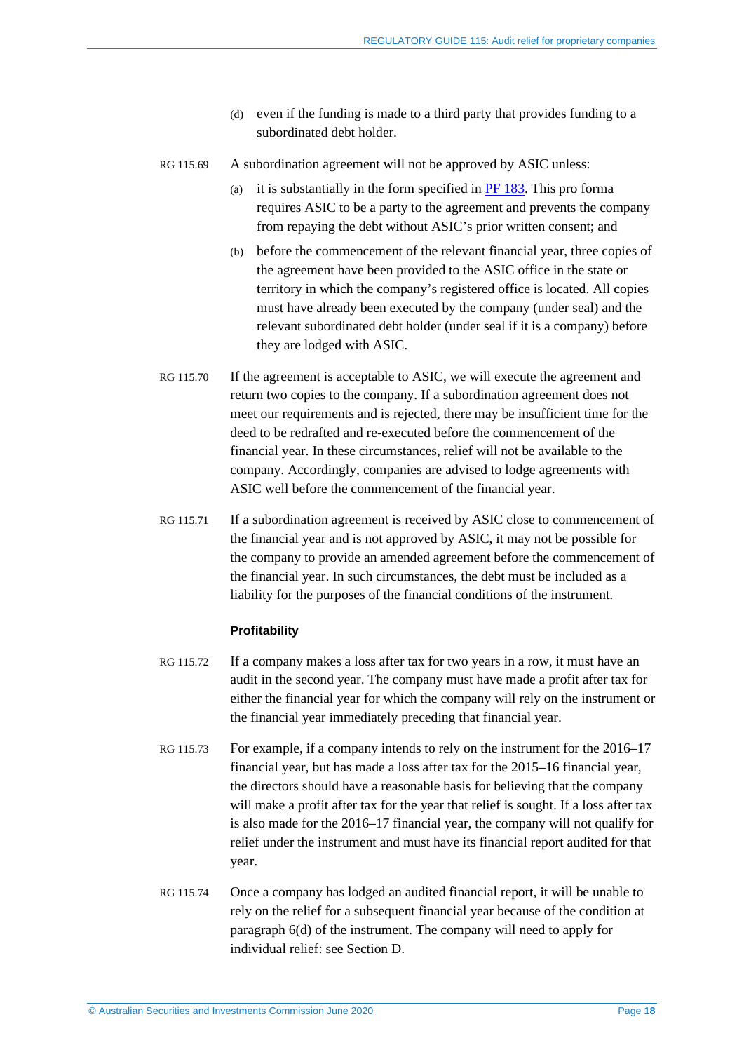(d) even if the funding is made to a third party that provides funding to a subordinated debt holder.

RG 115.69 A subordination agreement will not be approved by ASIC unless:

(a) it is substantially in the form specified in [PF 183](). This pro forma requires ASIC to be a party to the agreement and prevents the company from repaying the debt without ASIC's prior written consent; and

(b) before the commencement of the relevant financial year, three copies of the agreement have been provided to the ASIC office in the state or territory in which the company's registered office is located. All copies must have already been executed by the company (under seal) and the relevant subordinated debt holder (under seal if it is a company) before they are lodged with ASIC.

RG 115.70 If the agreement is acceptable to ASIC, we will execute the agreement and return two copies to the company. If a subordination agreement does not meet our requirements and is rejected, there may be insufficient time for the deed to be redrafted and re-executed before the commencement of the financial year. In these circumstances, relief will not be available to the company. Accordingly, companies are advised to lodge agreements with ASIC well before the commencement of the financial year.

RG 115.71 If a subordination agreement is received by ASIC close to commencement of the financial year and is not approved by ASIC, it may not be possible for the company to provide an amended agreement before the commencement of the financial year. In such circumstances, the debt must be included as a liability for the purposes of the financial conditions of the instrument.

#### Profitability

RG 115.72 If a company makes a loss after tax for two years in a row, it must have an audit in the second year. The company must have made a profit after tax for either the financial year for which the company will rely on the instrument or the financial year immediately preceding that financial year.

RG 115.73 For example, if a company intends to rely on the instrument for the 2016–17 financial year, but has made a loss after tax for the 2015–16 financial year, the directors should have a reasonable basis for believing that the company will make a profit after tax for the year that relief is sought. If a loss after tax is also made for the 2016–17 financial year, the company will not qualify for relief under the instrument and must have its financial report audited for that year.

RG 115.74 Once a company has lodged an audited financial report, it will be unable to rely on the relief for a subsequent financial year because of the condition at paragraph 6(d) of the instrument. The company will need to apply for individual relief: see Section D.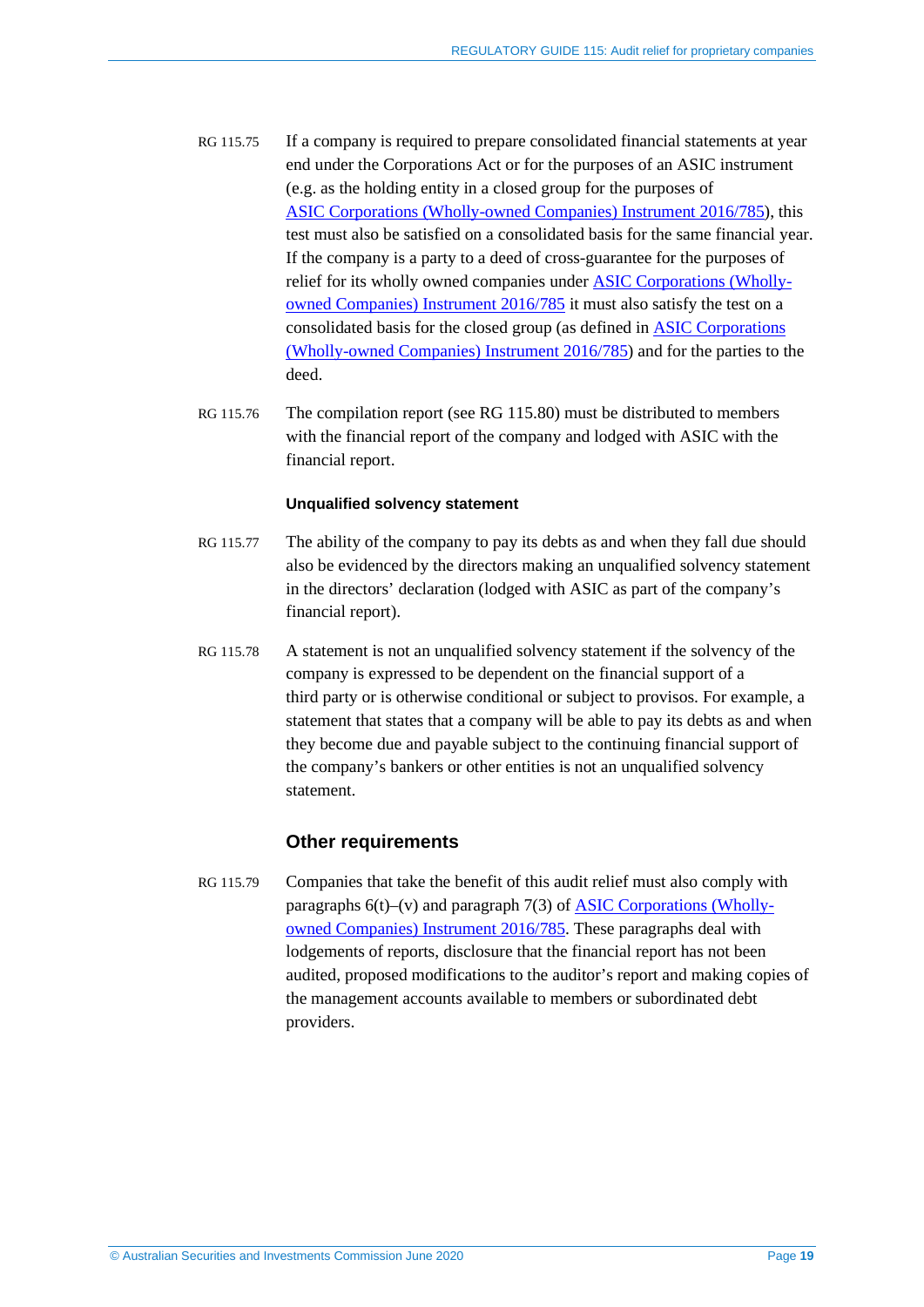RG 115.75 If a company is required to prepare consolidated financial statements at year end under the Corporations Act or for the purposes of an ASIC instrument (e.g. as the holding entity in a closed group for the purposes of ASIC Corporations (Wholly-owned Companies) Instrument 2016/785), this test must also be satisfied on a consolidated basis for the same financial year. If the company is a party to a deed of cross-guarantee for the purposes of relief for its wholly owned companies under ASIC Corporations (Wholly-owned Companies) Instrument 2016/785 it must also satisfy the test on a consolidated basis for the closed group (as defined in ASIC Corporations (Wholly-owned Companies) Instrument 2016/785) and for the parties to the deed.

RG 115.76 The compilation report (see RG 115.80) must be distributed to members with the financial report of the company and lodged with ASIC with the financial report.

#### Unqualified solvency statement

RG 115.77 The ability of the company to pay its debts as and when they fall due should also be evidenced by the directors making an unqualified solvency statement in the directors' declaration (lodged with ASIC as part of the company's financial report).

RG 115.78 A statement is not an unqualified solvency statement if the solvency of the company is expressed to be dependent on the financial support of a third party or is otherwise conditional or subject to provisos. For example, a statement that states that a company will be able to pay its debts as and when they become due and payable subject to the continuing financial support of the company's bankers or other entities is not an unqualified solvency statement.

### Other requirements

RG 115.79 Companies that take the benefit of this audit relief must also comply with paragraphs 6(t)–(v) and paragraph 7(3) of ASIC Corporations (Wholly-owned Companies) Instrument 2016/785. These paragraphs deal with lodgements of reports, disclosure that the financial report has not been audited, proposed modifications to the auditor's report and making copies of the management accounts available to members or subordinated debt providers.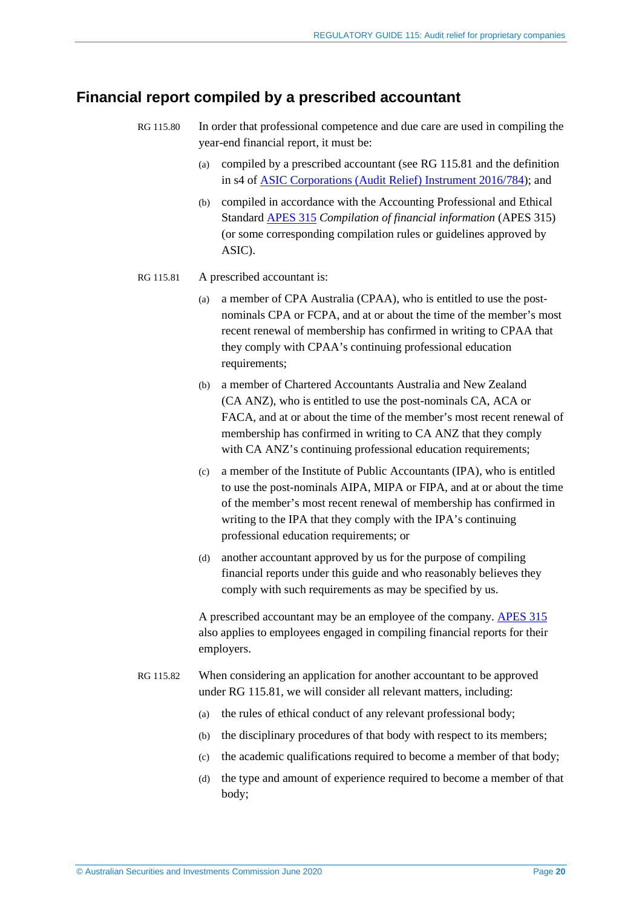## Financial report compiled by a prescribed accountant

RG 115.80 In order that professional competence and due care are used in compiling the year-end financial report, it must be:

(a) compiled by a prescribed accountant (see RG 115.81 and the definition in s4 of [ASIC Corporations (Audit Relief) Instrument 2016/784]); and

(b) compiled in accordance with the Accounting Professional and Ethical Standard [APES 315] *Compilation of financial information* (APES 315) (or some corresponding compilation rules or guidelines approved by ASIC).

RG 115.81 A prescribed accountant is:

(a) a member of CPA Australia (CPAA), who is entitled to use the post-nominals CPA or FCPA, and at or about the time of the member's most recent renewal of membership has confirmed in writing to CPAA that they comply with CPAA's continuing professional education requirements;

(b) a member of Chartered Accountants Australia and New Zealand (CA ANZ), who is entitled to use the post-nominals CA, ACA or FACA, and at or about the time of the member's most recent renewal of membership has confirmed in writing to CA ANZ that they comply with CA ANZ's continuing professional education requirements;

(c) a member of the Institute of Public Accountants (IPA), who is entitled to use the post-nominals AIPA, MIPA or FIPA, and at or about the time of the member's most recent renewal of membership has confirmed in writing to the IPA that they comply with the IPA's continuing professional education requirements; or

(d) another accountant approved by us for the purpose of compiling financial reports under this guide and who reasonably believes they comply with such requirements as may be specified by us.

A prescribed accountant may be an employee of the company. [APES 315] also applies to employees engaged in compiling financial reports for their employers.

RG 115.82 When considering an application for another accountant to be approved under RG 115.81, we will consider all relevant matters, including:

(a) the rules of ethical conduct of any relevant professional body;

(b) the disciplinary procedures of that body with respect to its members;

(c) the academic qualifications required to become a member of that body;

(d) the type and amount of experience required to become a member of that body;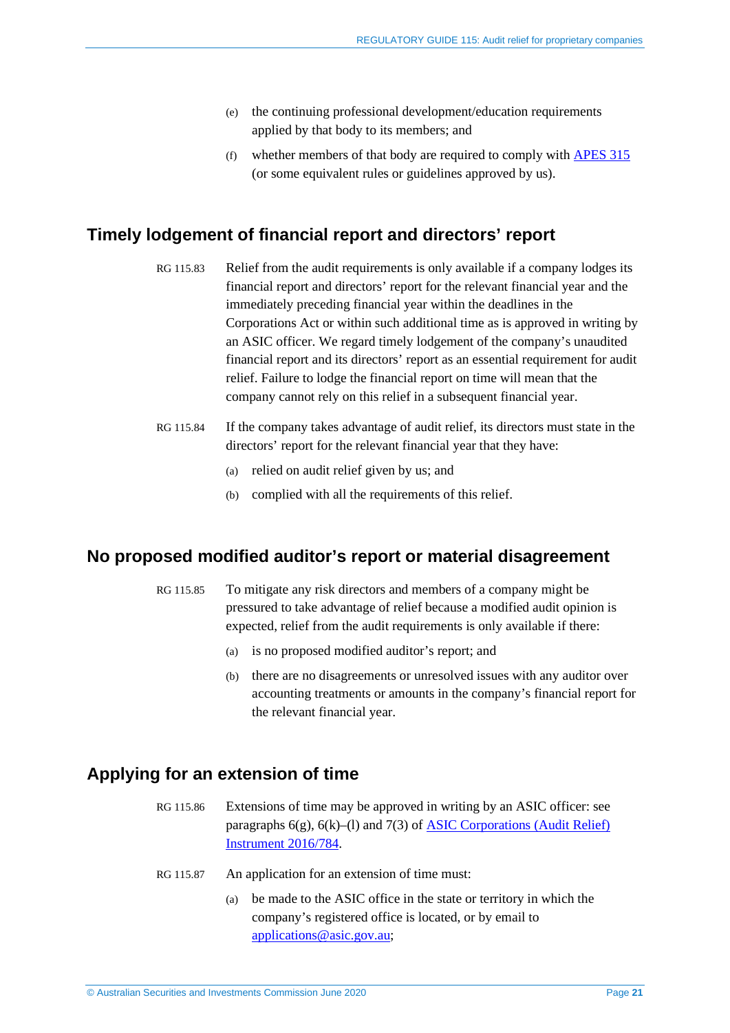(e) the continuing professional development/education requirements applied by that body to its members; and

(f) whether members of that body are required to comply with APES 315 (or some equivalent rules or guidelines approved by us).

## Timely lodgement of financial report and directors' report

RG 115.83 Relief from the audit requirements is only available if a company lodges its financial report and directors' report for the relevant financial year and the immediately preceding financial year within the deadlines in the Corporations Act or within such additional time as is approved in writing by an ASIC officer. We regard timely lodgement of the company's unaudited financial report and its directors' report as an essential requirement for audit relief. Failure to lodge the financial report on time will mean that the company cannot rely on this relief in a subsequent financial year.

RG 115.84 If the company takes advantage of audit relief, its directors must state in the directors' report for the relevant financial year that they have:

(a) relied on audit relief given by us; and

(b) complied with all the requirements of this relief.

## No proposed modified auditor's report or material disagreement

RG 115.85 To mitigate any risk directors and members of a company might be pressured to take advantage of relief because a modified audit opinion is expected, relief from the audit requirements is only available if there:

(a) is no proposed modified auditor's report; and

(b) there are no disagreements or unresolved issues with any auditor over accounting treatments or amounts in the company's financial report for the relevant financial year.

## Applying for an extension of time

RG 115.86 Extensions of time may be approved in writing by an ASIC officer: see paragraphs 6(g), 6(k)–(l) and 7(3) of ASIC Corporations (Audit Relief) Instrument 2016/784.

RG 115.87 An application for an extension of time must:

(a) be made to the ASIC office in the state or territory in which the company's registered office is located, or by email to applications@asic.gov.au;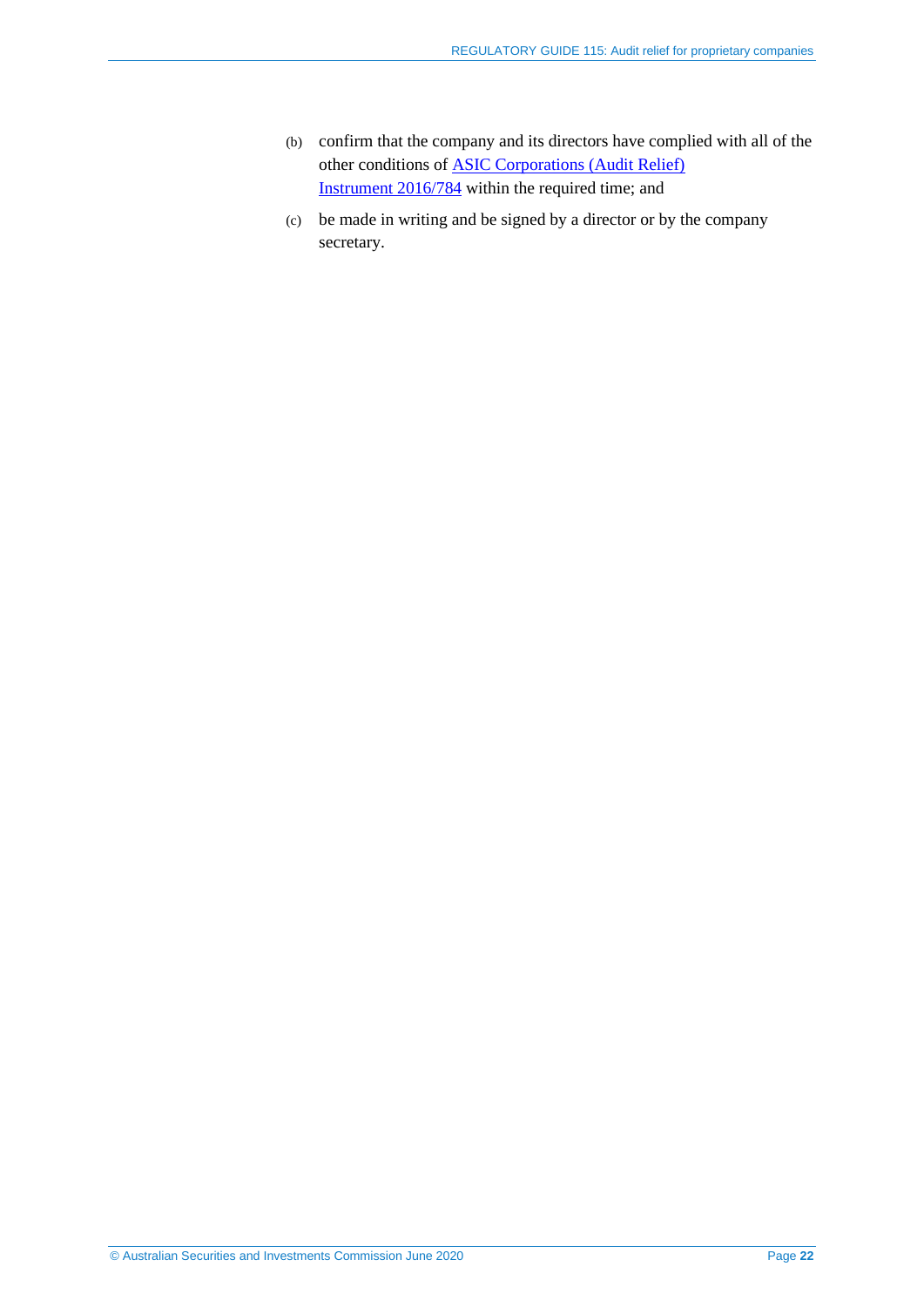(b) confirm that the company and its directors have complied with all of the other conditions of [ASIC Corporations (Audit Relief) Instrument 2016/784] within the required time; and

(c) be made in writing and be signed by a director or by the company secretary.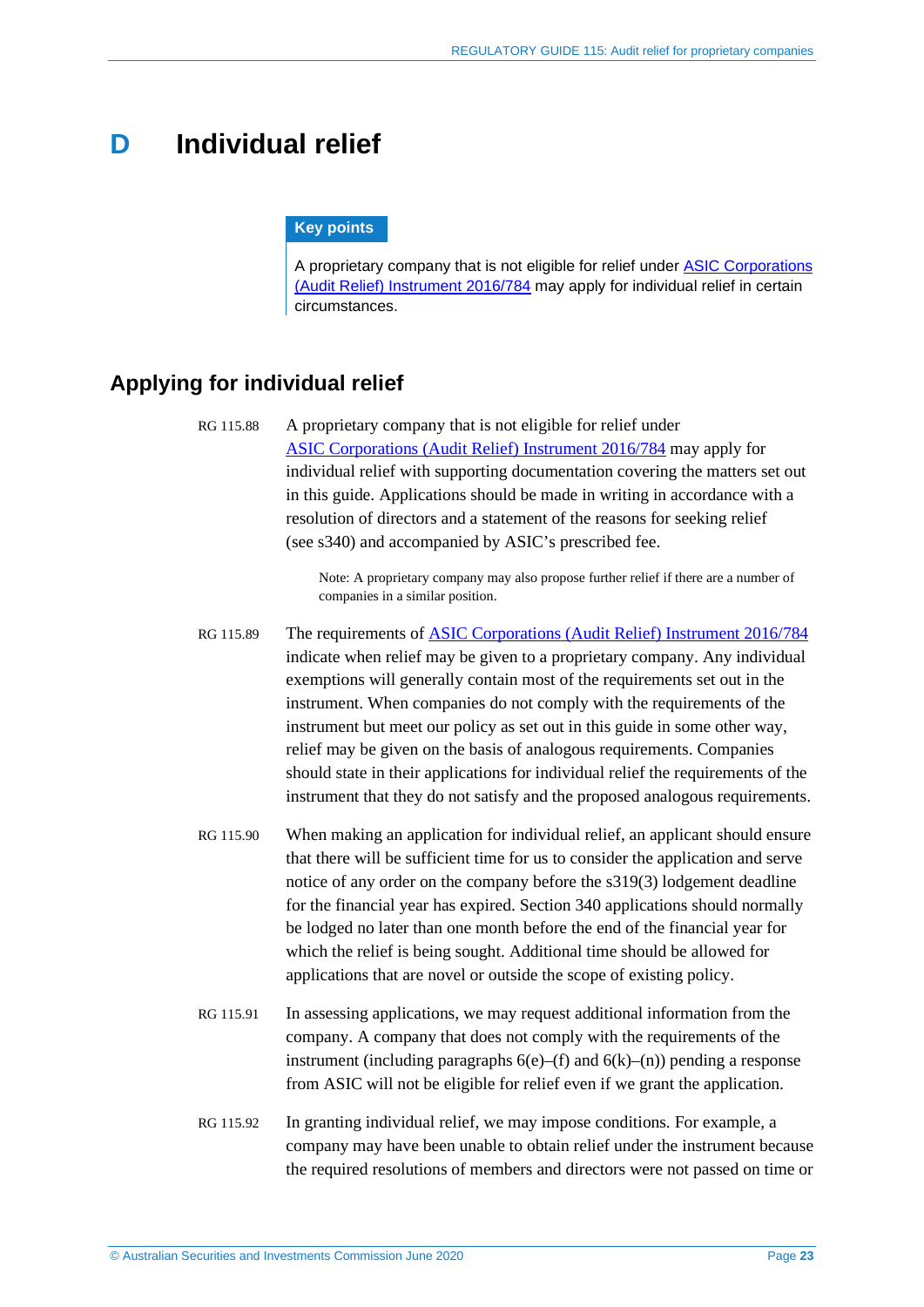# D Individual relief

**Key points**

A proprietary company that is not eligible for relief under [ASIC Corporations (Audit Relief) Instrument 2016/784](#) may apply for individual relief in certain circumstances.

## Applying for individual relief

RG 115.88 A proprietary company that is not eligible for relief under [ASIC Corporations (Audit Relief) Instrument 2016/784](#) may apply for individual relief with supporting documentation covering the matters set out in this guide. Applications should be made in writing in accordance with a resolution of directors and a statement of the reasons for seeking relief (see s340) and accompanied by ASIC's prescribed fee.

> Note: A proprietary company may also propose further relief if there are a number of companies in a similar position.

RG 115.89 The requirements of [ASIC Corporations (Audit Relief) Instrument 2016/784](#) indicate when relief may be given to a proprietary company. Any individual exemptions will generally contain most of the requirements set out in the instrument. When companies do not comply with the requirements of the instrument but meet our policy as set out in this guide in some other way, relief may be given on the basis of analogous requirements. Companies should state in their applications for individual relief the requirements of the instrument that they do not satisfy and the proposed analogous requirements.

RG 115.90 When making an application for individual relief, an applicant should ensure that there will be sufficient time for us to consider the application and serve notice of any order on the company before the s319(3) lodgement deadline for the financial year has expired. Section 340 applications should normally be lodged no later than one month before the end of the financial year for which the relief is being sought. Additional time should be allowed for applications that are novel or outside the scope of existing policy.

RG 115.91 In assessing applications, we may request additional information from the company. A company that does not comply with the requirements of the instrument (including paragraphs 6(e)–(f) and 6(k)–(n)) pending a response from ASIC will not be eligible for relief even if we grant the application.

RG 115.92 In granting individual relief, we may impose conditions. For example, a company may have been unable to obtain relief under the instrument because the required resolutions of members and directors were not passed on time or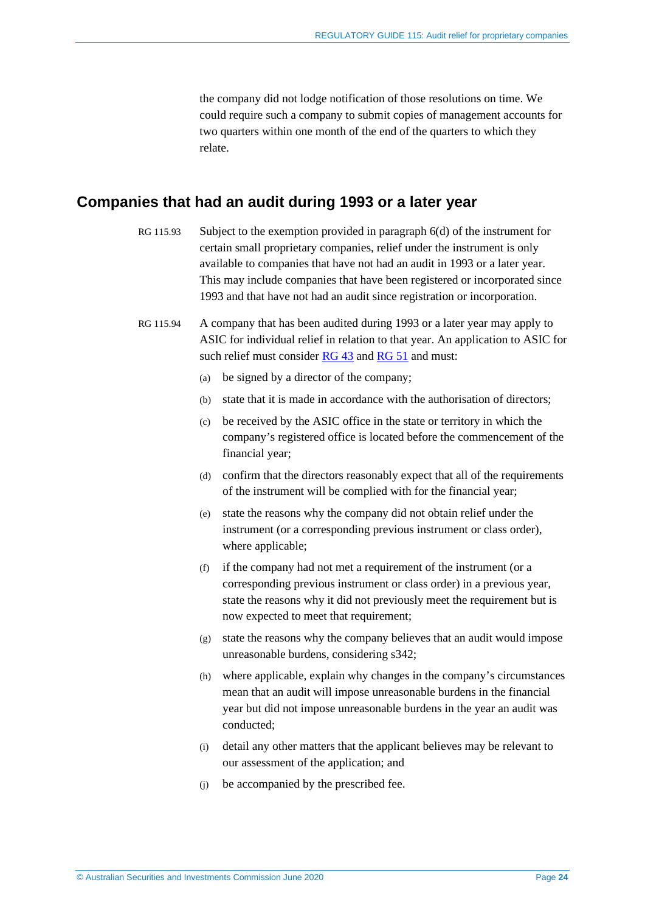the company did not lodge notification of those resolutions on time. We could require such a company to submit copies of management accounts for two quarters within one month of the end of the quarters to which they relate.

## Companies that had an audit during 1993 or a later year

RG 115.93 Subject to the exemption provided in paragraph 6(d) of the instrument for certain small proprietary companies, relief under the instrument is only available to companies that have not had an audit in 1993 or a later year. This may include companies that have been registered or incorporated since 1993 and that have not had an audit since registration or incorporation.

RG 115.94 A company that has been audited during 1993 or a later year may apply to ASIC for individual relief in relation to that year. An application to ASIC for such relief must consider RG 43 and RG 51 and must:

(a) be signed by a director of the company;

(b) state that it is made in accordance with the authorisation of directors;

(c) be received by the ASIC office in the state or territory in which the company's registered office is located before the commencement of the financial year;

(d) confirm that the directors reasonably expect that all of the requirements of the instrument will be complied with for the financial year;

(e) state the reasons why the company did not obtain relief under the instrument (or a corresponding previous instrument or class order), where applicable;

(f) if the company had not met a requirement of the instrument (or a corresponding previous instrument or class order) in a previous year, state the reasons why it did not previously meet the requirement but is now expected to meet that requirement;

(g) state the reasons why the company believes that an audit would impose unreasonable burdens, considering s342;

(h) where applicable, explain why changes in the company's circumstances mean that an audit will impose unreasonable burdens in the financial year but did not impose unreasonable burdens in the year an audit was conducted;

(i) detail any other matters that the applicant believes may be relevant to our assessment of the application; and

(j) be accompanied by the prescribed fee.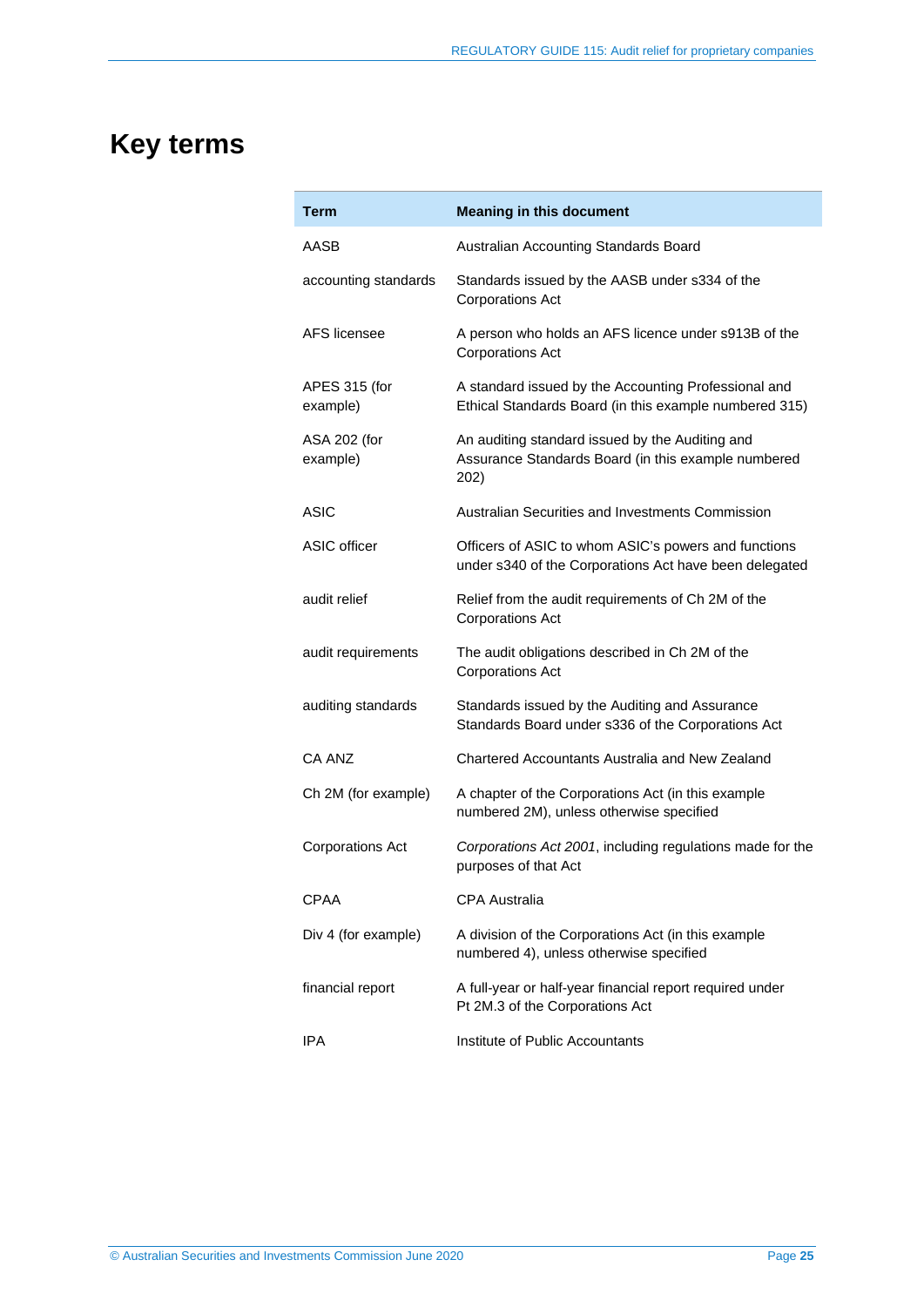# Key terms

| Term | Meaning in this document |
|---|---|
| AASB | Australian Accounting Standards Board |
| accounting standards | Standards issued by the AASB under s334 of the Corporations Act |
| AFS licensee | A person who holds an AFS licence under s913B of the Corporations Act |
| APES 315 (for example) | A standard issued by the Accounting Professional and Ethical Standards Board (in this example numbered 315) |
| ASA 202 (for example) | An auditing standard issued by the Auditing and Assurance Standards Board (in this example numbered 202) |
| ASIC | Australian Securities and Investments Commission |
| ASIC officer | Officers of ASIC to whom ASIC's powers and functions under s340 of the Corporations Act have been delegated |
| audit relief | Relief from the audit requirements of Ch 2M of the Corporations Act |
| audit requirements | The audit obligations described in Ch 2M of the Corporations Act |
| auditing standards | Standards issued by the Auditing and Assurance Standards Board under s336 of the Corporations Act |
| CA ANZ | Chartered Accountants Australia and New Zealand |
| Ch 2M (for example) | A chapter of the Corporations Act (in this example numbered 2M), unless otherwise specified |
| Corporations Act | *Corporations Act 2001*, including regulations made for the purposes of that Act |
| CPAA | CPA Australia |
| Div 4 (for example) | A division of the Corporations Act (in this example numbered 4), unless otherwise specified |
| financial report | A full-year or half-year financial report required under Pt 2M.3 of the Corporations Act |
| IPA | Institute of Public Accountants |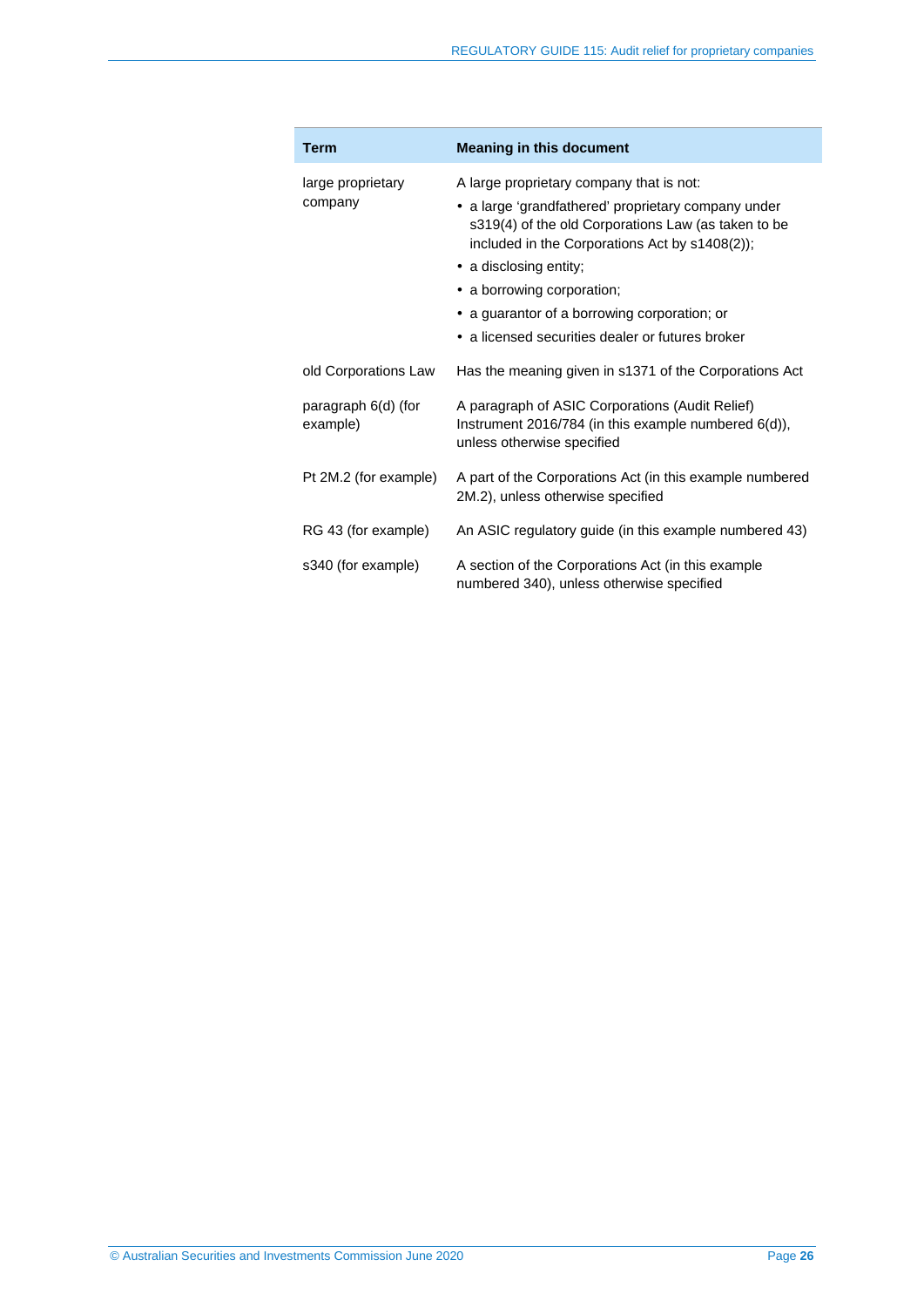| Term | Meaning in this document |
|---|---|
| large proprietary company | A large proprietary company that is not: <br>• a large 'grandfathered' proprietary company under s319(4) of the old Corporations Law (as taken to be included in the Corporations Act by s1408(2)); <br>• a disclosing entity; <br>• a borrowing corporation; <br>• a guarantor of a borrowing corporation; or <br>• a licensed securities dealer or futures broker |
| old Corporations Law | Has the meaning given in s1371 of the Corporations Act |
| paragraph 6(d) (for example) | A paragraph of ASIC Corporations (Audit Relief) Instrument 2016/784 (in this example numbered 6(d)), unless otherwise specified |
| Pt 2M.2 (for example) | A part of the Corporations Act (in this example numbered 2M.2), unless otherwise specified |
| RG 43 (for example) | An ASIC regulatory guide (in this example numbered 43) |
| s340 (for example) | A section of the Corporations Act (in this example numbered 340), unless otherwise specified |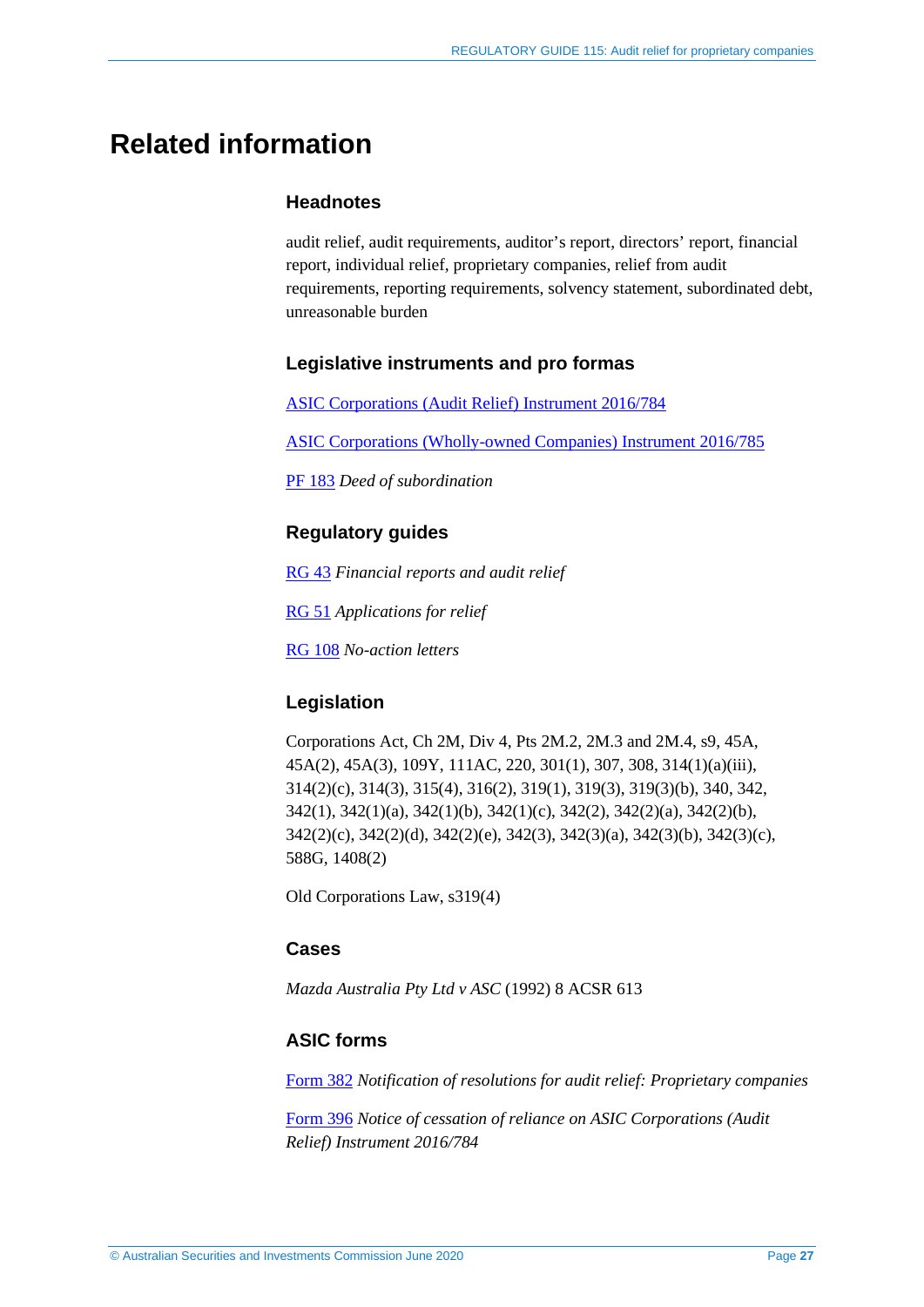# Related information

### Headnotes

audit relief, audit requirements, auditor's report, directors' report, financial report, individual relief, proprietary companies, relief from audit requirements, reporting requirements, solvency statement, subordinated debt, unreasonable burden

### Legislative instruments and pro formas

ASIC Corporations (Audit Relief) Instrument 2016/784

ASIC Corporations (Wholly-owned Companies) Instrument 2016/785

PF 183 *Deed of subordination*

### Regulatory guides

RG 43 *Financial reports and audit relief*

RG 51 *Applications for relief*

RG 108 *No-action letters*

### Legislation

Corporations Act, Ch 2M, Div 4, Pts 2M.2, 2M.3 and 2M.4, s9, 45A, 45A(2), 45A(3), 109Y, 111AC, 220, 301(1), 307, 308, 314(1)(a)(iii), 314(2)(c), 314(3), 315(4), 316(2), 319(1), 319(3), 319(3)(b), 340, 342, 342(1), 342(1)(a), 342(1)(b), 342(1)(c), 342(2), 342(2)(a), 342(2)(b), 342(2)(c), 342(2)(d), 342(2)(e), 342(3), 342(3)(a), 342(3)(b), 342(3)(c), 588G, 1408(2)

Old Corporations Law, s319(4)

### Cases

*Mazda Australia Pty Ltd v ASC* (1992) 8 ACSR 613

### ASIC forms

Form 382 *Notification of resolutions for audit relief: Proprietary companies*

Form 396 *Notice of cessation of reliance on ASIC Corporations (Audit Relief) Instrument 2016/784*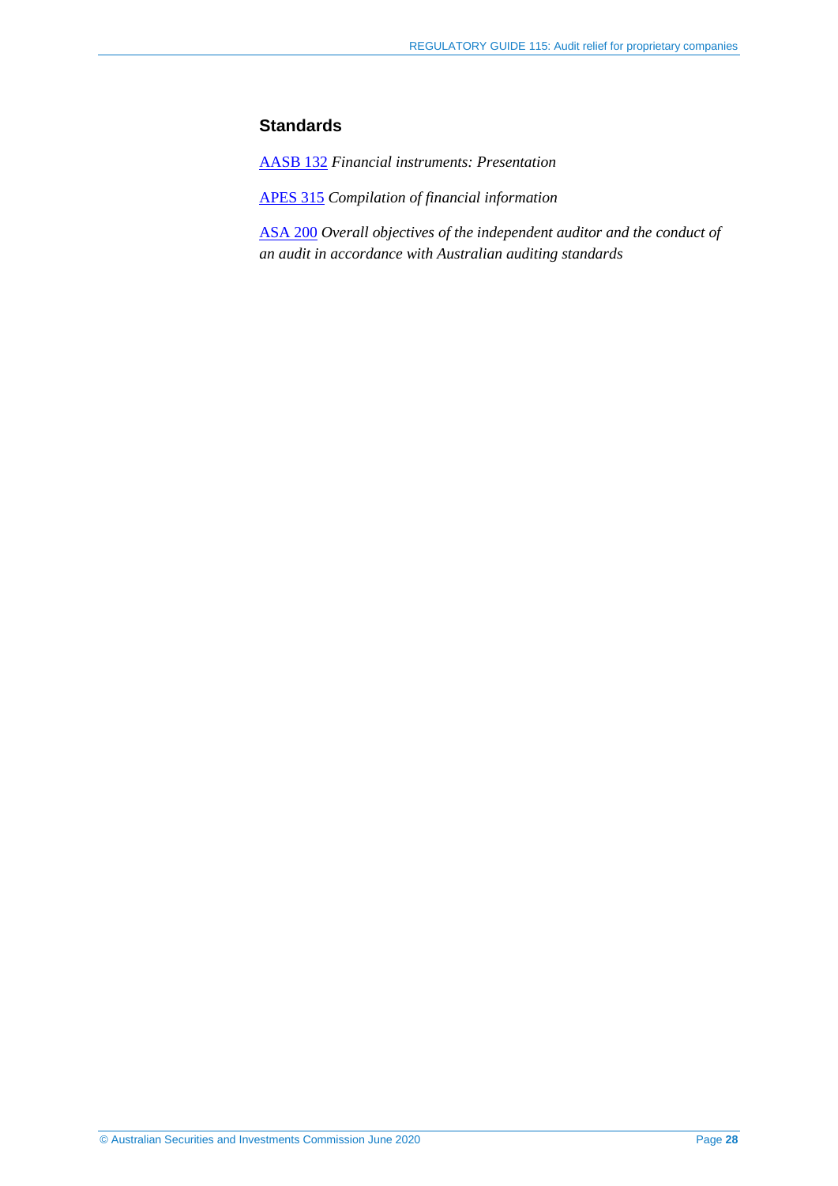### Standards

AASB 132 *Financial instruments: Presentation*

APES 315 *Compilation of financial information*

ASA 200 *Overall objectives of the independent auditor and the conduct of an audit in accordance with Australian auditing standards*